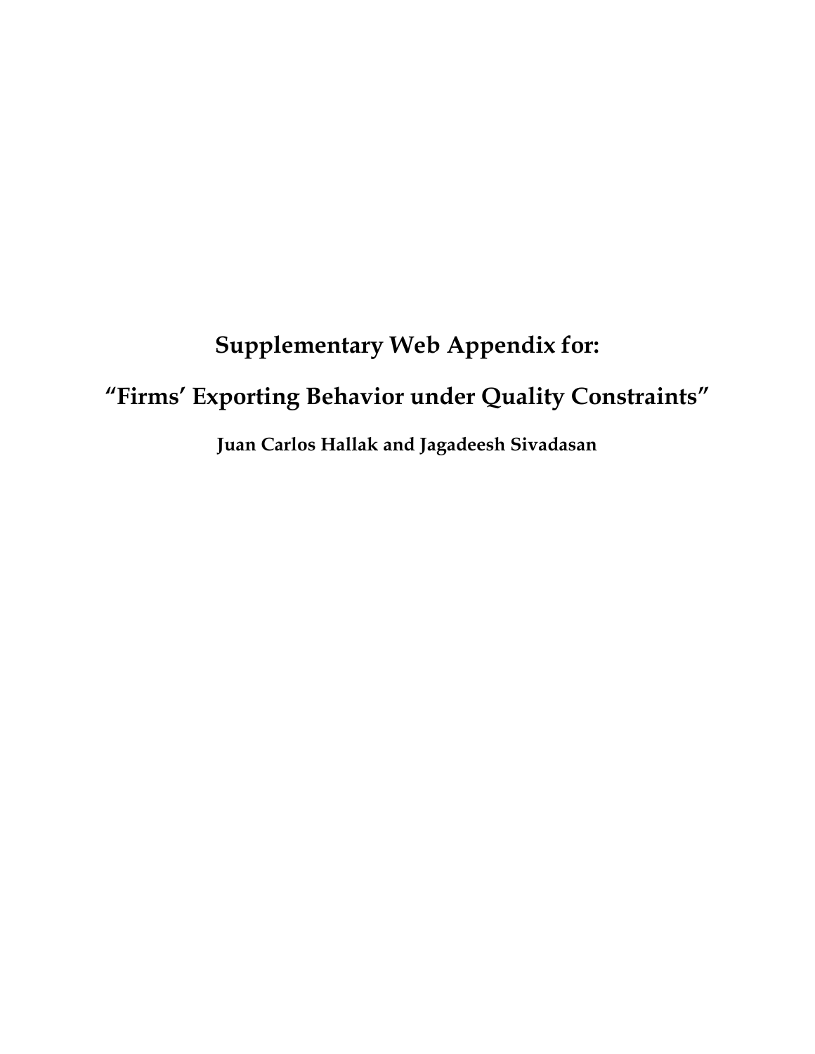# Supplementary Web Appendix for:

# “Firms’ Exporting Behavior under Quality Constraints”

**Juan Carlos Hallak and Jagadeesh Sivadasan**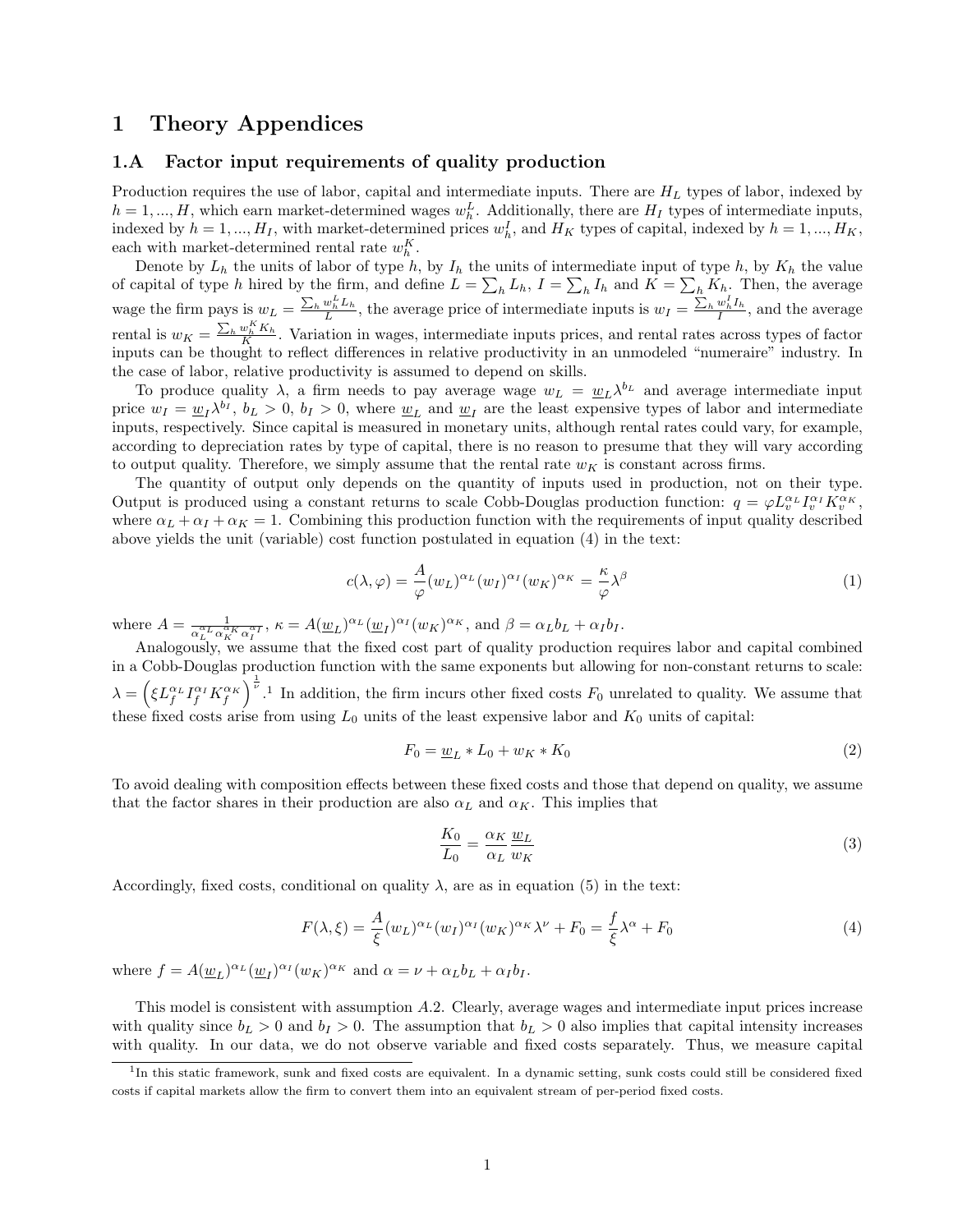# 1 Theory Appendices

## 1.A Factor input requirements of quality production

Production requires the use of labor, capital and intermediate inputs. There are $H_L$ types of labor, indexed by $h = 1, ..., H$, which earn market-determined wages $w_h^L$. Additionally, there are $H_I$ types of intermediate inputs, indexed by $h = 1, ..., H_I$, with market-determined prices $w_h^I$, and $H_K$ types of capital, indexed by $h = 1, ..., H_K$, each with market-determined rental rate $w_h^K$.

Denote by $L_h$ the units of labor of type $h$, by $I_h$ the units of intermediate input of type $h$, by $K_h$ the value of capital of type $h$ hired by the firm, and define $L = \sum_h L_h$, $I = \sum_h I_h$ and $K = \sum_h K_h$. Then, the average wage the firm pays is $w_L = \frac{\sum_h w_h^L L_h}{L}$, the average price of intermediate inputs is $w_I = \frac{\sum_h w_h^I I_h}{I}$, and the average rental is $w_K = \frac{\sum_h w_h^K K_h}{K}$. Variation in wages, intermediate inputs prices, and rental rates across types of factor inputs can be thought to reflect differences in relative productivity in an unmodeled "numeraire" industry. In the case of labor, relative productivity is assumed to depend on skills.

To produce quality $\lambda$, a firm needs to pay average wage $w_L = \underline{w}_L \lambda^{b_L}$ and average intermediate input price $w_I = \underline{w}_I \lambda^{b_I}$, $b_L > 0$, $b_I > 0$, where $\underline{w}_L$ and $\underline{w}_I$ are the least expensive types of labor and intermediate inputs, respectively. Since capital is measured in monetary units, although rental rates could vary, for example, according to depreciation rates by type of capital, there is no reason to presume that they will vary according to output quality. Therefore, we simply assume that the rental rate $w_K$ is constant across firms.

The quantity of output only depends on the quantity of inputs used in production, not on their type. Output is produced using a constant returns to scale Cobb-Douglas production function: $q = \varphi L_v^{\alpha_L} I_v^{\alpha_I} K_v^{\alpha_K}$, where $\alpha_L + \alpha_I + \alpha_K = 1$. Combining this production function with the requirements of input quality described above yields the unit (variable) cost function postulated in equation (4) in the text:

$$c(\lambda, \varphi) = \frac{A}{\varphi}(w_L)^{\alpha_L}(w_I)^{\alpha_I}(w_K)^{\alpha_K} = \frac{\kappa}{\varphi}\lambda^{\beta} \tag{1}$$

where $A = \frac{1}{\alpha_L^{\alpha_L}\alpha_K^{\alpha_K}\alpha_I^{\alpha_I}}$, $\kappa = A(\underline{w}_L)^{\alpha_L}(\underline{w}_I)^{\alpha_I}(w_K)^{\alpha_K}$, and $\beta = \alpha_L b_L + \alpha_I b_I$.

Analogously, we assume that the fixed cost part of quality production requires labor and capital combined in a Cobb-Douglas production function with the same exponents but allowing for non-constant returns to scale: $\lambda = \left(\xi L_f^{\alpha_L} I_f^{\alpha_I} K_f^{\alpha_K}\right)^{\frac{1}{\nu}}$.[1] In addition, the firm incurs other fixed costs $F_0$ unrelated to quality. We assume that these fixed costs arise from using $L_0$ units of the least expensive labor and $K_0$ units of capital:

$$F_0 = \underline{w}_L * L_0 + w_K * K_0 \tag{2}$$

To avoid dealing with composition effects between these fixed costs and those that depend on quality, we assume that the factor shares in their production are also $\alpha_L$ and $\alpha_K$. This implies that

$$\frac{K_0}{L_0} = \frac{\alpha_K}{\alpha_L}\frac{\underline{w}_L}{w_K} \tag{3}$$

Accordingly, fixed costs, conditional on quality $\lambda$, are as in equation (5) in the text:

$$F(\lambda, \xi) = \frac{A}{\xi}(w_L)^{\alpha_L}(w_I)^{\alpha_I}(w_K)^{\alpha_K}\lambda^{\nu} + F_0 = \frac{f}{\xi}\lambda^{\alpha} + F_0 \tag{4}$$

where $f = A(\underline{w}_L)^{\alpha_L}(\underline{w}_I)^{\alpha_I}(w_K)^{\alpha_K}$ and $\alpha = \nu + \alpha_L b_L + \alpha_I b_I$.

This model is consistent with assumption $A.2$. Clearly, average wages and intermediate input prices increase with quality since $b_L > 0$ and $b_I > 0$. The assumption that $b_L > 0$ also implies that capital intensity increases with quality. In our data, we do not observe variable and fixed costs separately. Thus, we measure capital

[1] In this static framework, sunk and fixed costs are equivalent. In a dynamic setting, sunk costs could still be considered fixed costs if capital markets allow the firm to convert them into an equivalent stream of per-period fixed costs.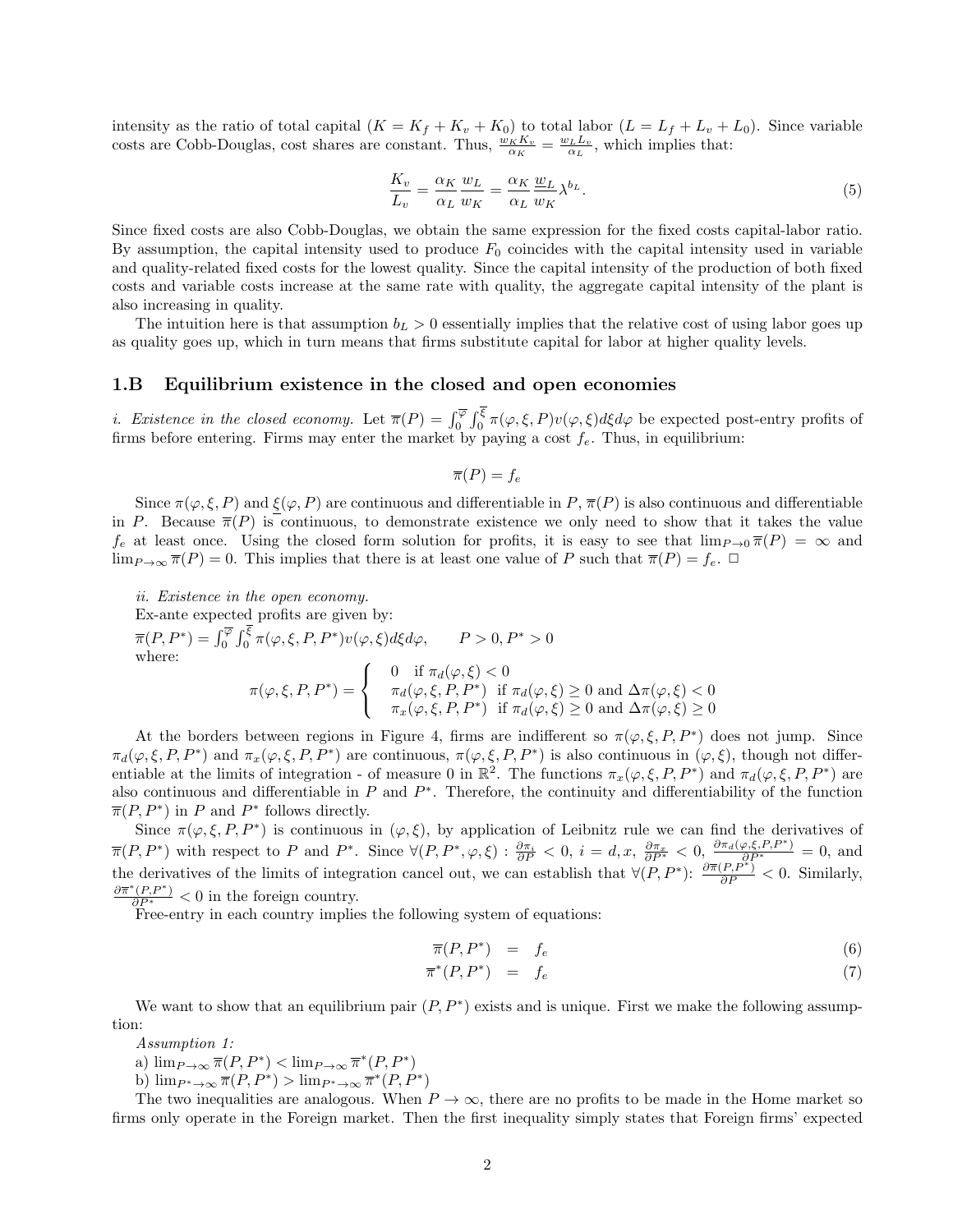intensity as the ratio of total capital ($K = K_f + K_v + K_0$) to total labor ($L = L_f + L_v + L_0$). Since variable costs are Cobb-Douglas, cost shares are constant. Thus, $\frac{w_K K_v}{\alpha_K} = \frac{w_L L_v}{\alpha_L}$, which implies that:

$$\frac{K_v}{L_v} = \frac{\alpha_K}{\alpha_L}\frac{w_L}{w_K} = \frac{\alpha_K}{\alpha_L}\frac{\underline{w}_L}{w_K}\lambda^{b_L}. \tag{5}$$

Since fixed costs are also Cobb-Douglas, we obtain the same expression for the fixed costs capital-labor ratio. By assumption, the capital intensity used to produce $F_0$ coincides with the capital intensity used in variable and quality-related fixed costs for the lowest quality. Since the capital intensity of the production of both fixed costs and variable costs increase at the same rate with quality, the aggregate capital intensity of the plant is also increasing in quality.

The intuition here is that assumption $b_L > 0$ essentially implies that the relative cost of using labor goes up as quality goes up, which in turn means that firms substitute capital for labor at higher quality levels.

## 1.B Equilibrium existence in the closed and open economies

*i. Existence in the closed economy.* Let $\overline{\pi}(P) = \int_0^{\overline{\varphi}}\int_0^{\overline{\xi}} \pi(\varphi,\xi,P)v(\varphi,\xi)d\xi d\varphi$ be expected post-entry profits of firms before entering. Firms may enter the market by paying a cost $f_e$. Thus, in equilibrium:

$$\overline{\pi}(P) = f_e$$

Since $\pi(\varphi,\xi,P)$ and $\underline{\xi}(\varphi,P)$ are continuous and differentiable in $P$, $\overline{\pi}(P)$ is also continuous and differentiable in $P$. Because $\overline{\pi}(P)$ is continuous, to demonstrate existence we only need to show that it takes the value $f_e$ at least once. Using the closed form solution for profits, it is easy to see that $\lim_{P\to 0}\overline{\pi}(P) = \infty$ and $\lim_{P\to\infty}\overline{\pi}(P) = 0$. This implies that there is at least one value of $P$ such that $\overline{\pi}(P) = f_e$. □

*ii. Existence in the open economy.*
Ex-ante expected profits are given by:
$\overline{\pi}(P,P^*) = \int_0^{\overline{\varphi}}\int_0^{\overline{\xi}} \pi(\varphi,\xi,P,P^*)v(\varphi,\xi)d\xi d\varphi, \qquad P>0, P^*>0$
where:

$$\pi(\varphi,\xi,P,P^*) = \begin{cases} 0 & \text{if } \pi_d(\varphi,\xi) < 0 \\ \pi_d(\varphi,\xi,P,P^*) & \text{if } \pi_d(\varphi,\xi) \geq 0 \text{ and } \Delta\pi(\varphi,\xi) < 0 \\ \pi_x(\varphi,\xi,P,P^*) & \text{if } \pi_d(\varphi,\xi) \geq 0 \text{ and } \Delta\pi(\varphi,\xi) \geq 0 \end{cases}$$

At the borders between regions in Figure 4, firms are indifferent so $\pi(\varphi,\xi,P,P^*)$ does not jump. Since $\pi_d(\varphi,\xi,P,P^*)$ and $\pi_x(\varphi,\xi,P,P^*)$ are continuous, $\pi(\varphi,\xi,P,P^*)$ is also continuous in $(\varphi,\xi)$, though not differentiable at the limits of integration - of measure 0 in $\mathbb{R}^2$. The functions $\pi_x(\varphi,\xi,P,P^*)$ and $\pi_d(\varphi,\xi,P,P^*)$ are also continuous and differentiable in $P$ and $P^*$. Therefore, the continuity and differentiability of the function $\overline{\pi}(P,P^*)$ in $P$ and $P^*$ follows directly.

Since $\pi(\varphi,\xi,P,P^*)$ is continuous in $(\varphi,\xi)$, by application of Leibnitz rule we can find the derivatives of $\overline{\pi}(P,P^*)$ with respect to $P$ and $P^*$. Since $\forall(P,P^*,\varphi,\xi): \frac{\partial\pi_i}{\partial P} < 0,\ i = d,x,\ \frac{\partial\pi_x}{\partial P^*} < 0,\ \frac{\partial\pi_d(\varphi,\xi,P,P^*)}{\partial P^*} = 0$, and the derivatives of the limits of integration cancel out, we can establish that $\forall(P,P^*)$: $\frac{\partial\overline{\pi}(P,P^*)}{\partial P} < 0$. Similarly, $\frac{\partial\overline{\pi}^*(P,P^*)}{\partial P^*} < 0$ in the foreign country.

Free-entry in each country implies the following system of equations:

$$\overline{\pi}(P,P^*) = f_e \tag{6}$$

$$\overline{\pi}^*(P,P^*) = f_e \tag{7}$$

We want to show that an equilibrium pair $(P,P^*)$ exists and is unique. First we make the following assumption:

*Assumption 1:*
a) $\lim_{P\to\infty}\overline{\pi}(P,P^*) < \lim_{P\to\infty}\overline{\pi}^*(P,P^*)$
b) $\lim_{P^*\to\infty}\overline{\pi}(P,P^*) > \lim_{P^*\to\infty}\overline{\pi}^*(P,P^*)$

The two inequalities are analogous. When $P\to\infty$, there are no profits to be made in the Home market so firms only operate in the Foreign market. Then the first inequality simply states that Foreign firms' expected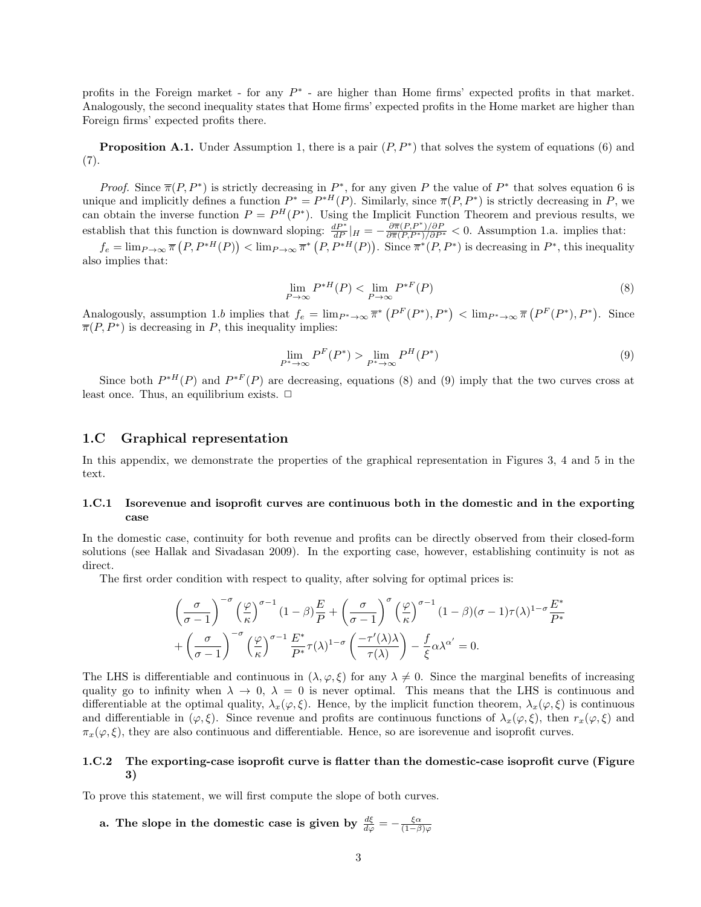profits in the Foreign market - for any $P^*$ - are higher than Home firms' expected profits in that market. Analogously, the second inequality states that Home firms' expected profits in the Home market are higher than Foreign firms' expected profits there.

**Proposition A.1.** Under Assumption 1, there is a pair $(P, P^*)$ that solves the system of equations (6) and (7).

*Proof.* Since $\overline{\pi}(P, P^*)$ is strictly decreasing in $P^*$, for any given $P$ the value of $P^*$ that solves equation 6 is unique and implicitly defines a function $P^* = P^{*H}(P)$. Similarly, since $\overline{\pi}(P, P^*)$ is strictly decreasing in $P$, we can obtain the inverse function $P = P^H(P^*)$. Using the Implicit Function Theorem and previous results, we establish that this function is downward sloping: $\frac{dP^*}{dP}|_H = -\frac{\partial\overline{\pi}(P,P^*)/\partial P}{\partial\overline{\pi}(P,P^*)/\partial P^*} < 0$. Assumption 1.a. implies that: $f_e = \lim_{P\to\infty} \overline{\pi}\left(P, P^{*H}(P)\right) < \lim_{P\to\infty} \overline{\pi}^*\left(P, P^{*H}(P)\right)$. Since $\overline{\pi}^*(P, P^*)$ is decreasing in $P^*$, this inequality also implies that:

$$\lim_{P\to\infty} P^{*H}(P) < \lim_{P\to\infty} P^{*F}(P) \tag{8}$$

Analogously, assumption 1.*b* implies that $f_e = \lim_{P^*\to\infty} \overline{\pi}^*\left(P^F(P^*), P^*\right) < \lim_{P^*\to\infty} \overline{\pi}\left(P^F(P^*), P^*\right)$. Since $\overline{\pi}(P, P^*)$ is decreasing in $P$, this inequality implies:

$$\lim_{P^*\to\infty} P^F(P^*) > \lim_{P^*\to\infty} P^H(P^*) \tag{9}$$

Since both $P^{*H}(P)$ and $P^{*F}(P)$ are decreasing, equations (8) and (9) imply that the two curves cross at least once. Thus, an equilibrium exists. □

## 1.C Graphical representation

In this appendix, we demonstrate the properties of the graphical representation in Figures 3, 4 and 5 in the text.

### 1.C.1 Isorevenue and isoprofit curves are continuous both in the domestic and in the exporting case

In the domestic case, continuity for both revenue and profits can be directly observed from their closed-form solutions (see Hallak and Sivadasan 2009). In the exporting case, however, establishing continuity is not as direct.

The first order condition with respect to quality, after solving for optimal prices is:

$$\left(\frac{\sigma}{\sigma-1}\right)^{-\sigma}\left(\frac{\varphi}{\kappa}\right)^{\sigma-1}(1-\beta)\frac{E}{P} + \left(\frac{\sigma}{\sigma-1}\right)^{\sigma}\left(\frac{\varphi}{\kappa}\right)^{\sigma-1}(1-\beta)(\sigma-1)\tau(\lambda)^{1-\sigma}\frac{E^*}{P^*}$$
$$+\left(\frac{\sigma}{\sigma-1}\right)^{-\sigma}\left(\frac{\varphi}{\kappa}\right)^{\sigma-1}\frac{E^*}{P^*}\tau(\lambda)^{1-\sigma}\left(\frac{-\tau'(\lambda)\lambda}{\tau(\lambda)}\right) - \frac{f}{\xi}\alpha\lambda^{\alpha'} = 0.$$

The LHS is differentiable and continuous in $(\lambda, \varphi, \xi)$ for any $\lambda \neq 0$. Since the marginal benefits of increasing quality go to infinity when $\lambda \to 0$, $\lambda = 0$ is never optimal. This means that the LHS is continuous and differentiable at the optimal quality, $\lambda_x(\varphi, \xi)$. Hence, by the implicit function theorem, $\lambda_x(\varphi, \xi)$ is continuous and differentiable in $(\varphi, \xi)$. Since revenue and profits are continuous functions of $\lambda_x(\varphi, \xi)$, then $r_x(\varphi, \xi)$ and $\pi_x(\varphi, \xi)$, they are also continuous and differentiable. Hence, so are isorevenue and isoprofit curves.

### 1.C.2 The exporting-case isoprofit curve is flatter than the domestic-case isoprofit curve (Figure 3)

To prove this statement, we will first compute the slope of both curves.

**a. The slope in the domestic case is given by** $\frac{d\xi}{d\varphi} = -\frac{\xi\alpha}{(1-\beta)\varphi}$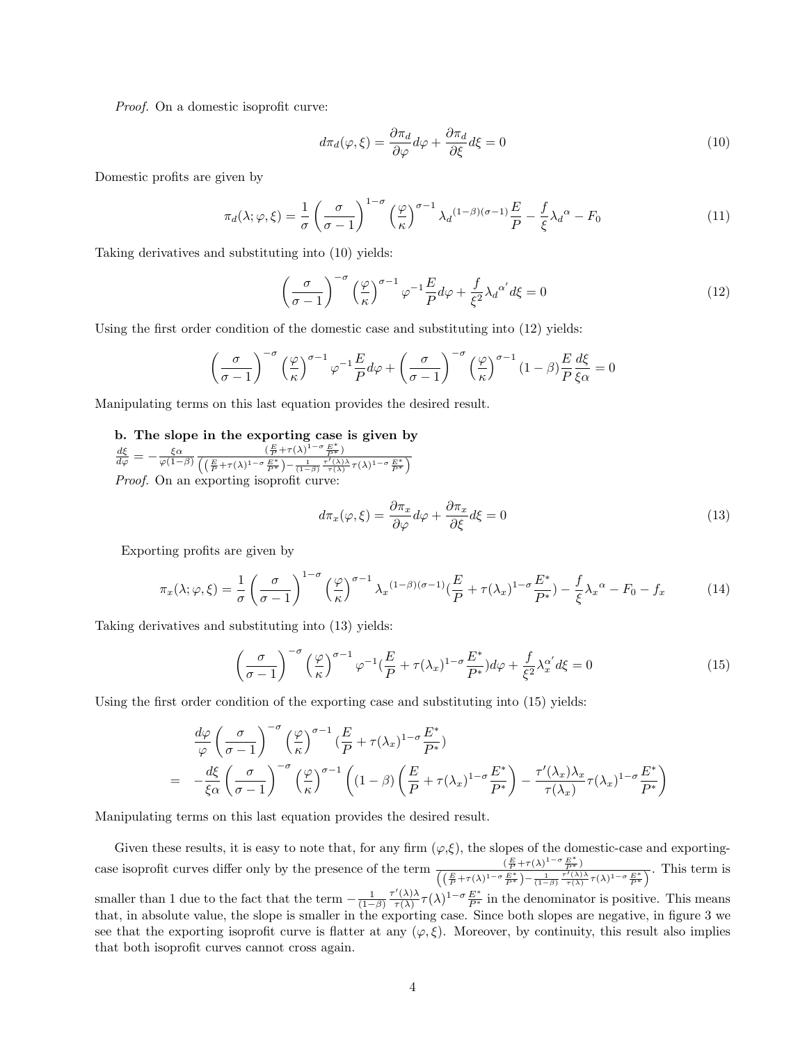*Proof.* On a domestic isoprofit curve:

$$d\pi_d(\varphi,\xi) = \frac{\partial \pi_d}{\partial \varphi} d\varphi + \frac{\partial \pi_d}{\partial \xi} d\xi = 0 \tag{10}$$

Domestic profits are given by

$$\pi_d(\lambda;\varphi,\xi) = \frac{1}{\sigma}\left(\frac{\sigma}{\sigma-1}\right)^{1-\sigma}\left(\frac{\varphi}{\kappa}\right)^{\sigma-1}{\lambda_d}^{(1-\beta)(\sigma-1)}\frac{E}{P} - \frac{f}{\xi}{\lambda_d}^{\alpha} - F_0 \tag{11}$$

Taking derivatives and substituting into (10) yields:

$$\left(\frac{\sigma}{\sigma-1}\right)^{-\sigma}\left(\frac{\varphi}{\kappa}\right)^{\sigma-1}\varphi^{-1}\frac{E}{P}d\varphi + \frac{f}{\xi^2}{\lambda_d}^{\alpha'} d\xi = 0 \tag{12}$$

Using the first order condition of the domestic case and substituting into (12) yields:

$$\left(\frac{\sigma}{\sigma-1}\right)^{-\sigma}\left(\frac{\varphi}{\kappa}\right)^{\sigma-1}\varphi^{-1}\frac{E}{P}d\varphi + \left(\frac{\sigma}{\sigma-1}\right)^{-\sigma}\left(\frac{\varphi}{\kappa}\right)^{\sigma-1}(1-\beta)\frac{E}{P}\frac{d\xi}{\xi\alpha} = 0$$

Manipulating terms on this last equation provides the desired result.

**b. The slope in the exporting case is given by**
$\frac{d\xi}{d\varphi} = -\frac{\xi\alpha}{\varphi(1-\beta)}\frac{(\frac{E}{P}+\tau(\lambda)^{1-\sigma}\frac{E^*}{P^*})}{\left((\frac{E}{P}+\tau(\lambda)^{1-\sigma}\frac{E^*}{P^*}) - \frac{1}{(1-\beta)}\frac{\tau'(\lambda)\lambda}{\tau(\lambda)}\tau(\lambda)^{1-\sigma}\frac{E^*}{P^*}\right)}$

*Proof.* On an exporting isoprofit curve:

$$d\pi_x(\varphi,\xi) = \frac{\partial \pi_x}{\partial \varphi} d\varphi + \frac{\partial \pi_x}{\partial \xi} d\xi = 0 \tag{13}$$

Exporting profits are given by

$$\pi_x(\lambda;\varphi,\xi) = \frac{1}{\sigma}\left(\frac{\sigma}{\sigma-1}\right)^{1-\sigma}\left(\frac{\varphi}{\kappa}\right)^{\sigma-1}{\lambda_x}^{(1-\beta)(\sigma-1)}(\frac{E}{P} + \tau(\lambda_x)^{1-\sigma}\frac{E^*}{P^*}) - \frac{f}{\xi}{\lambda_x}^{\alpha} - F_0 - f_x \tag{14}$$

Taking derivatives and substituting into (13) yields:

$$\left(\frac{\sigma}{\sigma-1}\right)^{-\sigma}\left(\frac{\varphi}{\kappa}\right)^{\sigma-1}\varphi^{-1}(\frac{E}{P} + \tau(\lambda_x)^{1-\sigma}\frac{E^*}{P^*})d\varphi + \frac{f}{\xi^2}\lambda_x^{\alpha'} d\xi = 0 \tag{15}$$

Using the first order condition of the exporting case and substituting into (15) yields:

$$\begin{aligned}
&\frac{d\varphi}{\varphi}\left(\frac{\sigma}{\sigma-1}\right)^{-\sigma}\left(\frac{\varphi}{\kappa}\right)^{\sigma-1}(\frac{E}{P} + \tau(\lambda_x)^{1-\sigma}\frac{E^*}{P^*}) \\
= \; & -\frac{d\xi}{\xi\alpha}\left(\frac{\sigma}{\sigma-1}\right)^{-\sigma}\left(\frac{\varphi}{\kappa}\right)^{\sigma-1}\left((1-\beta)\left(\frac{E}{P} + \tau(\lambda_x)^{1-\sigma}\frac{E^*}{P^*}\right) - \frac{\tau'(\lambda_x)\lambda_x}{\tau(\lambda_x)}\tau(\lambda_x)^{1-\sigma}\frac{E^*}{P^*}\right)
\end{aligned}$$

Manipulating terms on this last equation provides the desired result.

Given these results, it is easy to note that, for any firm $(\varphi,\xi)$, the slopes of the domestic-case and exporting-case isoprofit curves differ only by the presence of the term $\frac{(\frac{E}{P}+\tau(\lambda)^{1-\sigma}\frac{E^*}{P^*})}{\left((\frac{E}{P}+\tau(\lambda)^{1-\sigma}\frac{E^*}{P^*}) - \frac{1}{(1-\beta)}\frac{\tau'(\lambda)\lambda}{\tau(\lambda)}\tau(\lambda)^{1-\sigma}\frac{E^*}{P^*}\right)}$. This term is smaller than 1 due to the fact that the term $-\frac{1}{(1-\beta)}\frac{\tau'(\lambda)\lambda}{\tau(\lambda)}\tau(\lambda)^{1-\sigma}\frac{E^*}{P^*}$ in the denominator is positive. This means that, in absolute value, the slope is smaller in the exporting case. Since both slopes are negative, in figure 3 we see that the exporting isoprofit curve is flatter at any $(\varphi,\xi)$. Moreover, by continuity, this result also implies that both isoprofit curves cannot cross again.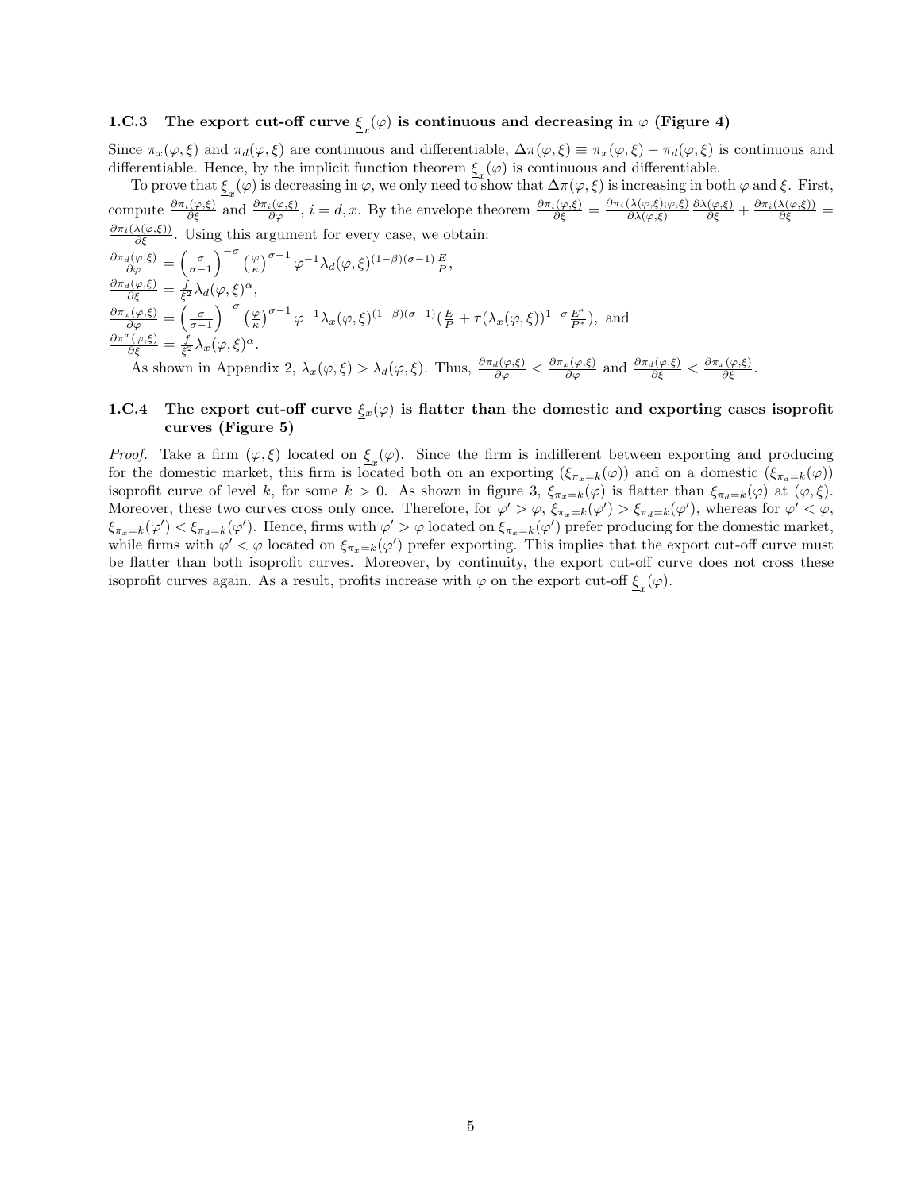### 1.C.3 The export cut-off curve $\underline{\xi}_x(\varphi)$ is continuous and decreasing in $\varphi$ (Figure 4)

Since $\pi_x(\varphi,\xi)$ and $\pi_d(\varphi,\xi)$ are continuous and differentiable, $\Delta\pi(\varphi,\xi) \equiv \pi_x(\varphi,\xi) - \pi_d(\varphi,\xi)$ is continuous and differentiable. Hence, by the implicit function theorem $\underline{\xi}_x(\varphi)$ is continuous and differentiable.

To prove that $\underline{\xi}_x(\varphi)$ is decreasing in $\varphi$, we only need to show that $\Delta\pi(\varphi,\xi)$ is increasing in both $\varphi$ and $\xi$. First, compute $\frac{\partial \pi_i(\varphi,\xi)}{\partial \xi}$ and $\frac{\partial \pi_i(\varphi,\xi)}{\partial \varphi}$, $i = d, x$. By the envelope theorem $\frac{\partial \pi_i(\varphi,\xi)}{\partial \xi} = \frac{\partial \pi_i(\lambda(\varphi,\xi);\varphi,\xi)}{\partial \lambda(\varphi,\xi)} \frac{\partial \lambda(\varphi,\xi)}{\partial \xi} + \frac{\partial \pi_i(\lambda(\varphi,\xi))}{\partial \xi} = \frac{\partial \pi_i(\lambda(\varphi,\xi))}{\partial \xi}$. Using this argument for every case, we obtain:

$\frac{\partial \pi_d(\varphi,\xi)}{\partial \varphi} = \left(\frac{\sigma}{\sigma-1}\right)^{-\sigma} \left(\frac{\varphi}{\kappa}\right)^{\sigma-1} \varphi^{-1} \lambda_d(\varphi,\xi)^{(1-\beta)(\sigma-1)} \frac{E}{P}$,

$\frac{\partial \pi_d(\varphi,\xi)}{\partial \xi} = \frac{f}{\xi^2} \lambda_d(\varphi,\xi)^{\alpha}$,

$\frac{\partial \pi_x(\varphi,\xi)}{\partial \varphi} = \left(\frac{\sigma}{\sigma-1}\right)^{-\sigma} \left(\frac{\varphi}{\kappa}\right)^{\sigma-1} \varphi^{-1} \lambda_x(\varphi,\xi)^{(1-\beta)(\sigma-1)} (\frac{E}{P} + \tau(\lambda_x(\varphi,\xi))^{1-\sigma} \frac{E^*}{P^*})$, and

$\frac{\partial \pi^x(\varphi,\xi)}{\partial \xi} = \frac{f}{\xi^2} \lambda_x(\varphi,\xi)^{\alpha}$.

As shown in Appendix 2, $\lambda_x(\varphi,\xi) > \lambda_d(\varphi,\xi)$. Thus, $\frac{\partial \pi_d(\varphi,\xi)}{\partial \varphi} < \frac{\partial \pi_x(\varphi,\xi)}{\partial \varphi}$ and $\frac{\partial \pi_d(\varphi,\xi)}{\partial \xi} < \frac{\partial \pi_x(\varphi,\xi)}{\partial \xi}$.

### 1.C.4 The export cut-off curve $\underline{\xi}_x(\varphi)$ is flatter than the domestic and exporting cases isoprofit curves (Figure 5)

*Proof.* Take a firm $(\varphi,\xi)$ located on $\underline{\xi}_x(\varphi)$. Since the firm is indifferent between exporting and producing for the domestic market, this firm is located both on an exporting $(\xi_{\pi_x=k}(\varphi))$ and on a domestic $(\xi_{\pi_d=k}(\varphi))$ isoprofit curve of level $k$, for some $k > 0$. As shown in figure 3, $\xi_{\pi_x=k}(\varphi)$ is flatter than $\xi_{\pi_d=k}(\varphi)$ at $(\varphi,\xi)$. Moreover, these two curves cross only once. Therefore, for $\varphi' > \varphi$, $\xi_{\pi_x=k}(\varphi') > \xi_{\pi_d=k}(\varphi')$, whereas for $\varphi' < \varphi$, $\xi_{\pi_x=k}(\varphi') < \xi_{\pi_d=k}(\varphi')$. Hence, firms with $\varphi' > \varphi$ located on $\xi_{\pi_x=k}(\varphi')$ prefer producing for the domestic market, while firms with $\varphi' < \varphi$ located on $\xi_{\pi_x=k}(\varphi')$ prefer exporting. This implies that the export cut-off curve must be flatter than both isoprofit curves. Moreover, by continuity, the export cut-off curve does not cross these isoprofit curves again. As a result, profits increase with $\varphi$ on the export cut-off $\underline{\xi}_x(\varphi)$.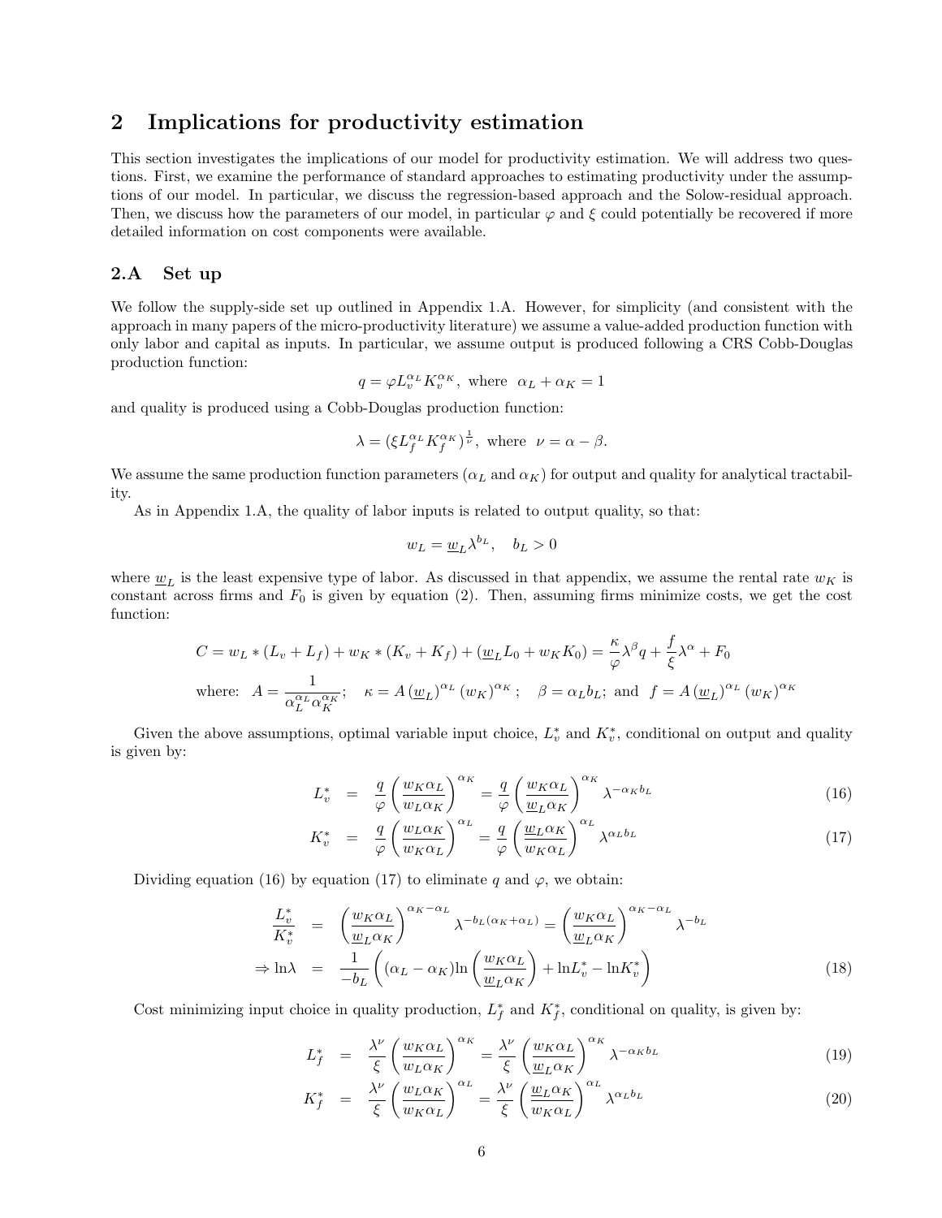## 2 Implications for productivity estimation

This section investigates the implications of our model for productivity estimation. We will address two questions. First, we examine the performance of standard approaches to estimating productivity under the assumptions of our model. In particular, we discuss the regression-based approach and the Solow-residual approach. Then, we discuss how the parameters of our model, in particular $\varphi$ and $\xi$ could potentially be recovered if more detailed information on cost components were available.

### 2.A Set up

We follow the supply-side set up outlined in Appendix 1.A. However, for simplicity (and consistent with the approach in many papers of the micro-productivity literature) we assume a value-added production function with only labor and capital as inputs. In particular, we assume output is produced following a CRS Cobb-Douglas production function:

$$q = \varphi L_v^{\alpha_L} K_v^{\alpha_K}, \text{ where } \alpha_L + \alpha_K = 1$$

and quality is produced using a Cobb-Douglas production function:

$$\lambda = (\xi L_f^{\alpha_L} K_f^{\alpha_K})^{\frac{1}{\nu}}, \text{ where } \nu = \alpha - \beta.$$

We assume the same production function parameters ($\alpha_L$ and $\alpha_K$) for output and quality for analytical tractability.

As in Appendix 1.A, the quality of labor inputs is related to output quality, so that:

$$w_L = \underline{w}_L \lambda^{b_L}, \quad b_L > 0$$

where $\underline{w}_L$ is the least expensive type of labor. As discussed in that appendix, we assume the rental rate $w_K$ is constant across firms and $F_0$ is given by equation (2). Then, assuming firms minimize costs, we get the cost function:

$$C = w_L * (L_v + L_f) + w_K * (K_v + K_f) + (\underline{w}_L L_0 + w_K K_0) = \frac{\kappa}{\varphi} \lambda^{\beta} q + \frac{f}{\xi} \lambda^{\alpha} + F_0$$

$$\text{where: } A = \frac{1}{\alpha_L^{\alpha_L} \alpha_K^{\alpha_K}}; \quad \kappa = A \left(\underline{w}_L\right)^{\alpha_L} \left(w_K\right)^{\alpha_K}; \quad \beta = \alpha_L b_L; \text{ and } f = A \left(\underline{w}_L\right)^{\alpha_L} \left(w_K\right)^{\alpha_K}$$

Given the above assumptions, optimal variable input choice, $L_v^*$ and $K_v^*$, conditional on output and quality is given by:

$$L_v^* = \frac{q}{\varphi} \left(\frac{w_K \alpha_L}{w_L \alpha_K}\right)^{\alpha_K} = \frac{q}{\varphi} \left(\frac{w_K \alpha_L}{\underline{w}_L \alpha_K}\right)^{\alpha_K} \lambda^{-\alpha_K b_L} \tag{16}$$

$$K_v^* = \frac{q}{\varphi} \left(\frac{w_L \alpha_K}{w_K \alpha_L}\right)^{\alpha_L} = \frac{q}{\varphi} \left(\frac{\underline{w}_L \alpha_K}{w_K \alpha_L}\right)^{\alpha_L} \lambda^{\alpha_L b_L} \tag{17}$$

Dividing equation (16) by equation (17) to eliminate $q$ and $\varphi$, we obtain:

$$\frac{L_v^*}{K_v^*} = \left(\frac{w_K \alpha_L}{\underline{w}_L \alpha_K}\right)^{\alpha_K - \alpha_L} \lambda^{-b_L(\alpha_K + \alpha_L)} = \left(\frac{w_K \alpha_L}{\underline{w}_L \alpha_K}\right)^{\alpha_K - \alpha_L} \lambda^{-b_L}$$

$$\Rightarrow \ln\lambda = \frac{1}{-b_L} \left((\alpha_L - \alpha_K) \ln\left(\frac{w_K \alpha_L}{\underline{w}_L \alpha_K}\right) + \ln L_v^* - \ln K_v^*\right) \tag{18}$$

Cost minimizing input choice in quality production, $L_f^*$ and $K_f^*$, conditional on quality, is given by:

$$L_f^* = \frac{\lambda^{\nu}}{\xi} \left(\frac{w_K \alpha_L}{w_L \alpha_K}\right)^{\alpha_K} = \frac{\lambda^{\nu}}{\xi} \left(\frac{w_K \alpha_L}{\underline{w}_L \alpha_K}\right)^{\alpha_K} \lambda^{-\alpha_K b_L} \tag{19}$$

$$K_f^* = \frac{\lambda^{\nu}}{\xi} \left(\frac{w_L \alpha_K}{w_K \alpha_L}\right)^{\alpha_L} = \frac{\lambda^{\nu}}{\xi} \left(\frac{\underline{w}_L \alpha_K}{w_K \alpha_L}\right)^{\alpha_L} \lambda^{\alpha_L b_L} \tag{20}$$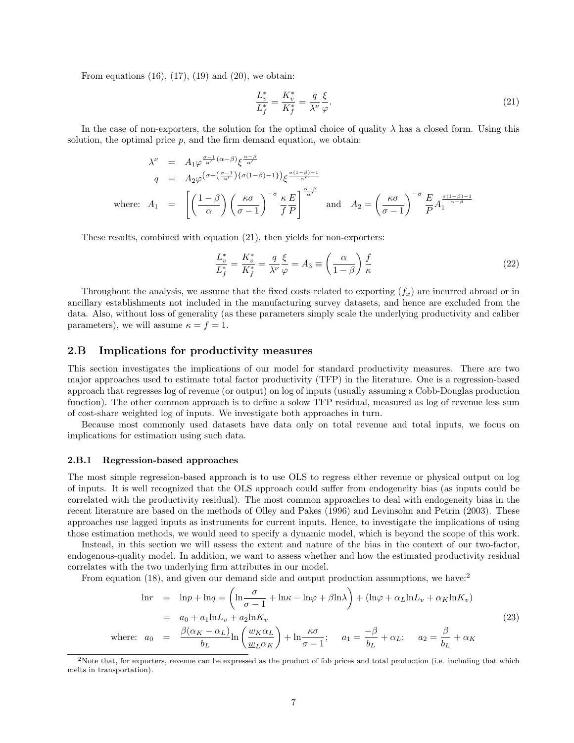From equations (16), (17), (19) and (20), we obtain:

$$\frac{L_v^*}{L_f^*} = \frac{K_v^*}{K_f^*} = \frac{q}{\lambda^\nu}\frac{\xi}{\varphi}. \tag{21}$$

In the case of non-exporters, the solution for the optimal choice of quality $\lambda$ has a closed form. Using this solution, the optimal price $p$, and the firm demand equation, we obtain:

$$\begin{aligned}
\lambda^\nu &= A_1 \varphi^{\frac{\sigma-1}{\alpha'}(\alpha-\beta)} \xi^{\frac{\alpha-\beta}{\alpha'}} \\
q &= A_2 \varphi^{\left(\sigma + \left(\frac{\sigma-1}{\alpha'}\right)\{\sigma(1-\beta)-1\}\right)} \xi^{\frac{\sigma(1-\beta)-1}{\alpha'}} \\
\text{where: } A_1 &= \left[\left(\frac{1-\beta}{\alpha}\right)\left(\frac{\kappa\sigma}{\sigma-1}\right)^{-\sigma}\frac{\kappa}{f}\frac{E}{P}\right]^{\frac{\alpha-\beta}{\alpha'}} \quad \text{and} \quad A_2 = \left(\frac{\kappa\sigma}{\sigma-1}\right)^{-\sigma}\frac{E}{P}A_1^{\frac{\sigma(1-\beta)-1}{\alpha-\beta}}
\end{aligned}$$

These results, combined with equation (21), then yields for non-exporters:

$$\frac{L_v^*}{L_f^*} = \frac{K_v^*}{K_f^*} = \frac{q}{\lambda^\nu}\frac{\xi}{\varphi} = A_3 \equiv \left(\frac{\alpha}{1-\beta}\right)\frac{f}{\kappa} \tag{22}$$

Throughout the analysis, we assume that the fixed costs related to exporting ($f_x$) are incurred abroad or in ancillary establishments not included in the manufacturing survey datasets, and hence are excluded from the data. Also, without loss of generality (as these parameters simply scale the underlying productivity and caliber parameters), we will assume $\kappa = f = 1$.

## 2.B Implications for productivity measures

This section investigates the implications of our model for standard productivity measures. There are two major approaches used to estimate total factor productivity (TFP) in the literature. One is a regression-based approach that regresses log of revenue (or output) on log of inputs (usually assuming a Cobb-Douglas production function). The other common approach is to define a solow TFP residual, measured as log of revenue less sum of cost-share weighted log of inputs. We investigate both approaches in turn.

Because most commonly used datasets have data only on total revenue and total inputs, we focus on implications for estimation using such data.

### 2.B.1 Regression-based approaches

The most simple regression-based approach is to use OLS to regress either revenue or physical output on log of inputs. It is well recognized that the OLS approach could suffer from endogeneity bias (as inputs could be correlated with the productivity residual). The most common approaches to deal with endogeneity bias in the recent literature are based on the methods of Olley and Pakes (1996) and Levinsohn and Petrin (2003). These approaches use lagged inputs as instruments for current inputs. Hence, to investigate the implications of using those estimation methods, we would need to specify a dynamic model, which is beyond the scope of this work.

Instead, in this section we will assess the extent and nature of the bias in the context of our two-factor, endogenous-quality model. In addition, we want to assess whether and how the estimated productivity residual correlates with the two underlying firm attributes in our model.

From equation (18), and given our demand side and output production assumptions, we have:[2]

$$\begin{aligned}
\ln r &= \ln p + \ln q = \left(\ln\frac{\sigma}{\sigma-1} + \ln\kappa - \ln\varphi + \beta\ln\lambda\right) + (\ln\varphi + \alpha_L \ln L_v + \alpha_K \ln K_v) \\
&= a_0 + a_1 \ln L_v + a_2 \ln K_v \\
\text{where: } a_0 &= \frac{\beta(\alpha_K - \alpha_L)}{b_L}\ln\left(\frac{w_K \alpha_L}{\underline{w}_L \alpha_K}\right) + \ln\frac{\kappa\sigma}{\sigma-1}; \quad a_1 = \frac{-\beta}{b_L} + \alpha_L; \quad a_2 = \frac{\beta}{b_L} + \alpha_K
\end{aligned} \tag{23}$$

[2] Note that, for exporters, revenue can be expressed as the product of fob prices and total production (i.e. including that which melts in transportation).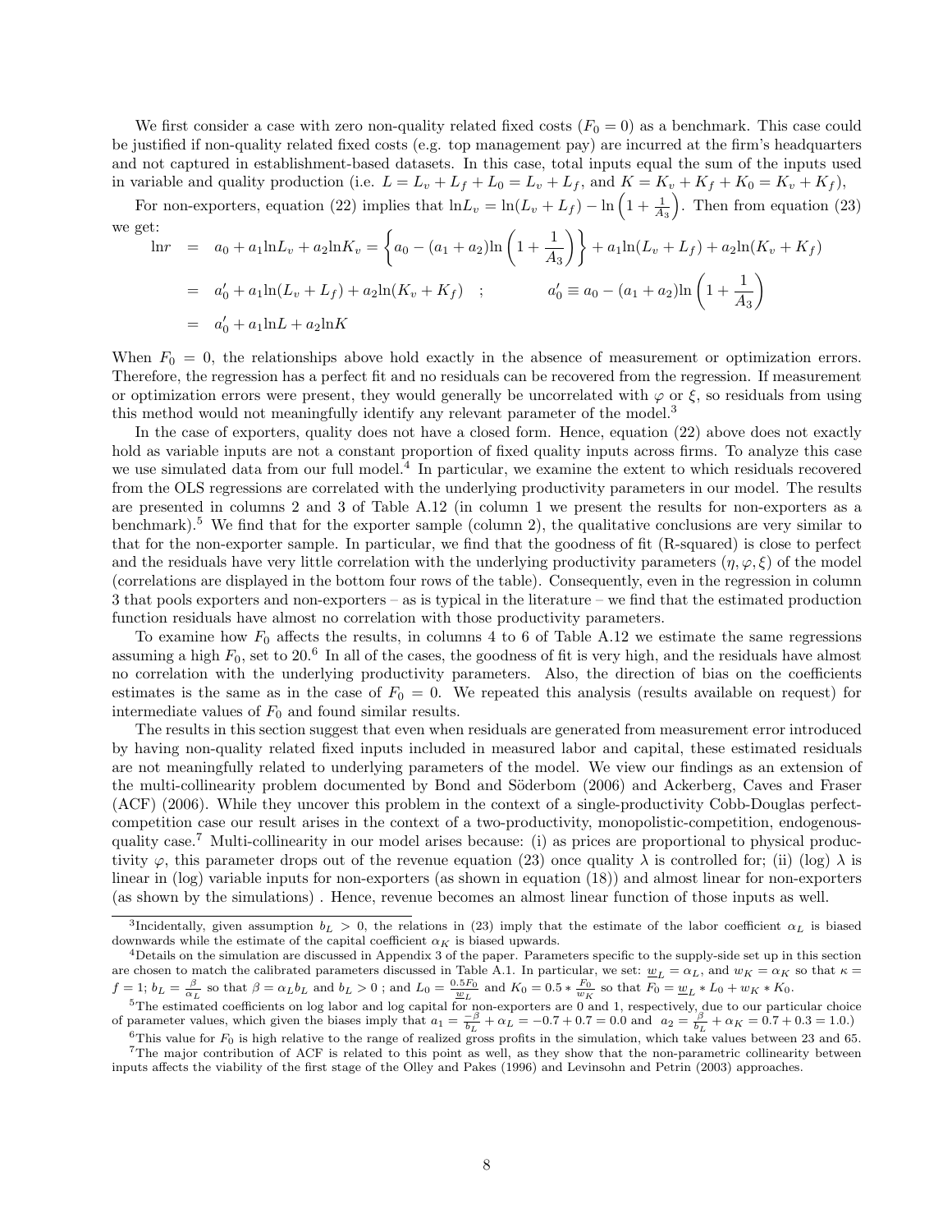We first consider a case with zero non-quality related fixed costs ($F_0 = 0$) as a benchmark. This case could be justified if non-quality related fixed costs (e.g. top management pay) are incurred at the firm's headquarters and not captured in establishment-based datasets. In this case, total inputs equal the sum of the inputs used in variable and quality production (i.e. $L = L_v + L_f + L_0 = L_v + L_f$, and $K = K_v + K_f + K_0 = K_v + K_f$),

For non-exporters, equation (22) implies that $\ln L_v = \ln(L_v + L_f) - \ln\left(1 + \frac{1}{A_3}\right)$. Then from equation (23) we get:

$$
\begin{aligned}
\ln r &= a_0 + a_1 \ln L_v + a_2 \ln K_v = \left\{ a_0 - (a_1 + a_2)\ln\left(1 + \frac{1}{A_3}\right)\right\} + a_1 \ln(L_v + L_f) + a_2 \ln(K_v + K_f) \\
&= a_0' + a_1 \ln(L_v + L_f) + a_2 \ln(K_v + K_f) \quad ; \qquad a_0' \equiv a_0 - (a_1 + a_2)\ln\left(1 + \frac{1}{A_3}\right) \\
&= a_0' + a_1 \ln L + a_2 \ln K
\end{aligned}
$$

When $F_0 = 0$, the relationships above hold exactly in the absence of measurement or optimization errors. Therefore, the regression has a perfect fit and no residuals can be recovered from the regression. If measurement or optimization errors were present, they would generally be uncorrelated with $\varphi$ or $\xi$, so residuals from using this method would not meaningfully identify any relevant parameter of the model.[3]

In the case of exporters, quality does not have a closed form. Hence, equation (22) above does not exactly hold as variable inputs are not a constant proportion of fixed quality inputs across firms. To analyze this case we use simulated data from our full model.[4] In particular, we examine the extent to which residuals recovered from the OLS regressions are correlated with the underlying productivity parameters in our model. The results are presented in columns 2 and 3 of Table A.12 (in column 1 we present the results for non-exporters as a benchmark).[5] We find that for the exporter sample (column 2), the qualitative conclusions are very similar to that for the non-exporter sample. In particular, we find that the goodness of fit (R-squared) is close to perfect and the residuals have very little correlation with the underlying productivity parameters ($\eta, \varphi, \xi$) of the model (correlations are displayed in the bottom four rows of the table). Consequently, even in the regression in column 3 that pools exporters and non-exporters – as is typical in the literature – we find that the estimated production function residuals have almost no correlation with those productivity parameters.

To examine how $F_0$ affects the results, in columns 4 to 6 of Table A.12 we estimate the same regressions assuming a high $F_0$, set to 20.[6] In all of the cases, the goodness of fit is very high, and the residuals have almost no correlation with the underlying productivity parameters. Also, the direction of bias on the coefficients estimates is the same as in the case of $F_0 = 0$. We repeated this analysis (results available on request) for intermediate values of $F_0$ and found similar results.

The results in this section suggest that even when residuals are generated from measurement error introduced by having non-quality related fixed inputs included in measured labor and capital, these estimated residuals are not meaningfully related to underlying parameters of the model. We view our findings as an extension of the multi-collinearity problem documented by Bond and Söderbom (2006) and Ackerberg, Caves and Fraser (ACF) (2006). While they uncover this problem in the context of a single-productivity Cobb-Douglas perfect-competition case our result arises in the context of a two-productivity, monopolistic-competition, endogenous-quality case.[7] Multi-collinearity in our model arises because: (i) as prices are proportional to physical productivity $\varphi$, this parameter drops out of the revenue equation (23) once quality $\lambda$ is controlled for; (ii) (log) $\lambda$ is linear in (log) variable inputs for non-exporters (as shown in equation (18)) and almost linear for non-exporters (as shown by the simulations) . Hence, revenue becomes an almost linear function of those inputs as well.

[3] Incidentally, given assumption $b_L > 0$, the relations in (23) imply that the estimate of the labor coefficient $\alpha_L$ is biased downwards while the estimate of the capital coefficient $\alpha_K$ is biased upwards.

[4] Details on the simulation are discussed in Appendix 3 of the paper. Parameters specific to the supply-side set up in this section are chosen to match the calibrated parameters discussed in Table A.1. In particular, we set: $\underline{w}_L = \alpha_L$, and $w_K = \alpha_K$ so that $\kappa = f = 1$; $b_L = \frac{\beta}{\alpha_L}$ so that $\beta = \alpha_L b_L$ and $b_L > 0$ ; and $L_0 = \frac{0.5F_0}{\underline{w}_L}$ and $K_0 = 0.5 * \frac{F_0}{w_K}$ so that $F_0 = \underline{w}_L * L_0 + w_K * K_0$.

[5] The estimated coefficients on log labor and log capital for non-exporters are 0 and 1, respectively, due to our particular choice of parameter values, which given the biases imply that $a_1 = \frac{-\beta}{b_L} + \alpha_L = -0.7 + 0.7 = 0.0$ and $a_2 = \frac{\beta}{b_L} + \alpha_K = 0.7 + 0.3 = 1.0$.)

[6] This value for $F_0$ is high relative to the range of realized gross profits in the simulation, which take values between 23 and 65.

[7] The major contribution of ACF is related to this point as well, as they show that the non-parametric collinearity between inputs affects the viability of the first stage of the Olley and Pakes (1996) and Levinsohn and Petrin (2003) approaches.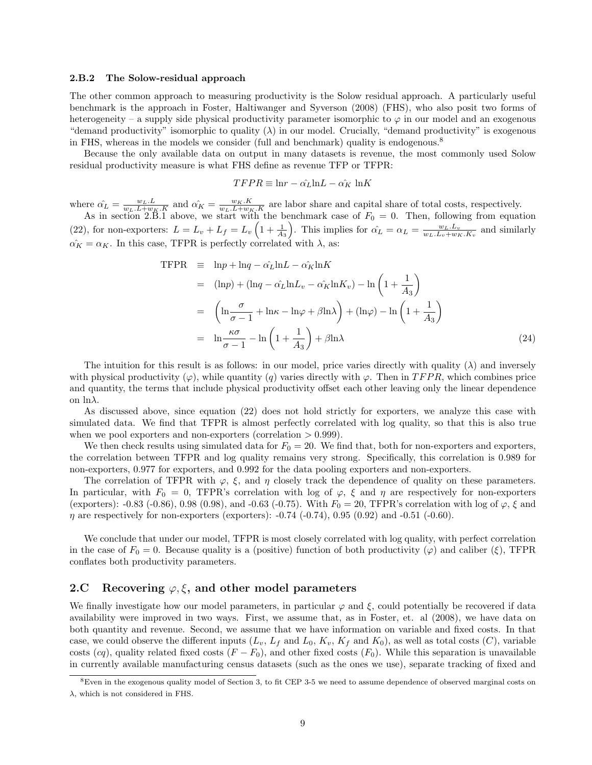### 2.B.2 The Solow-residual approach

The other common approach to measuring productivity is the Solow residual approach. A particularly useful benchmark is the approach in Foster, Haltiwanger and Syverson (2008) (FHS), who also posit two forms of heterogeneity – a supply side physical productivity parameter isomorphic to $\varphi$ in our model and an exogenous "demand productivity" isomorphic to quality ($\lambda$) in our model. Crucially, "demand productivity" is exogenous in FHS, whereas in the models we consider (full and benchmark) quality is endogenous.[8]

Because the only available data on output in many datasets is revenue, the most commonly used Solow residual productivity measure is what FHS define as revenue TFP or TFPR:

$$TFPR \equiv \ln r - \hat{\alpha_L} \ln L - \hat{\alpha_K} \ln K$$

where $\hat{\alpha_L} = \frac{w_L.L}{w_L.L + w_K.K}$ and $\hat{\alpha_K} = \frac{w_K.K}{w_L.L + w_K.K}$ are labor share and capital share of total costs, respectively.

As in section 2.B.1 above, we start with the benchmark case of $F_0 = 0$. Then, following from equation (22), for non-exporters: $L = L_v + L_f = L_v\left(1 + \frac{1}{A_3}\right)$. This implies for $\hat{\alpha_L} = \alpha_L = \frac{w_L.L_v}{w_L.L_v + w_K.K_v}$ and similarly $\hat{\alpha_K} = \alpha_K$. In this case, TFPR is perfectly correlated with $\lambda$, as:

$$\begin{aligned}
\text{TFPR} &\equiv \ln p + \ln q - \hat{\alpha_L} \ln L - \hat{\alpha_K} \ln K \\
&= (\ln p) + (\ln q - \hat{\alpha_L} \ln L_v - \hat{\alpha_K} \ln K_v) - \ln\left(1 + \frac{1}{A_3}\right) \\
&= \left(\ln \frac{\sigma}{\sigma - 1} + \ln \kappa - \ln \varphi + \beta \ln \lambda\right) + (\ln \varphi) - \ln\left(1 + \frac{1}{A_3}\right) \\
&= \ln \frac{\kappa \sigma}{\sigma - 1} - \ln\left(1 + \frac{1}{A_3}\right) + \beta \ln \lambda
\end{aligned} \tag{24}$$

The intuition for this result is as follows: in our model, price varies directly with quality ($\lambda$) and inversely with physical productivity ($\varphi$), while quantity ($q$) varies directly with $\varphi$. Then in $TFPR$, which combines price and quantity, the terms that include physical productivity offset each other leaving only the linear dependence on $\ln\lambda$.

As discussed above, since equation (22) does not hold strictly for exporters, we analyze this case with simulated data. We find that TFPR is almost perfectly correlated with log quality, so that this is also true when we pool exporters and non-exporters (correlation $> 0.999$).

We then check results using simulated data for $F_0 = 20$. We find that, both for non-exporters and exporters, the correlation between TFPR and log quality remains very strong. Specifically, this correlation is 0.989 for non-exporters, 0.977 for exporters, and 0.992 for the data pooling exporters and non-exporters.

The correlation of TFPR with $\varphi$, $\xi$, and $\eta$ closely track the dependence of quality on these parameters. In particular, with $F_0 = 0$, TFPR's correlation with log of $\varphi$, $\xi$ and $\eta$ are respectively for non-exporters (exporters): -0.83 (-0.86), 0.98 (0.98), and -0.63 (-0.75). With $F_0 = 20$, TFPR's correlation with log of $\varphi$, $\xi$ and $\eta$ are respectively for non-exporters (exporters): -0.74 (-0.74), 0.95 (0.92) and -0.51 (-0.60).

We conclude that under our model, TFPR is most closely correlated with log quality, with perfect correlation in the case of $F_0 = 0$. Because quality is a (positive) function of both productivity ($\varphi$) and caliber ($\xi$), TFPR conflates both productivity parameters.

## 2.C Recovering $\varphi, \xi$, and other model parameters

We finally investigate how our model parameters, in particular $\varphi$ and $\xi$, could potentially be recovered if data availability were improved in two ways. First, we assume that, as in Foster, et. al (2008), we have data on both quantity and revenue. Second, we assume that we have information on variable and fixed costs. In that case, we could observe the different inputs ($L_v$, $L_f$ and $L_0$, $K_v$, $K_f$ and $K_0$), as well as total costs ($C$), variable costs ($cq$), quality related fixed costs ($F - F_0$), and other fixed costs ($F_0$). While this separation is unavailable in currently available manufacturing census datasets (such as the ones we use), separate tracking of fixed and

[8] Even in the exogenous quality model of Section 3, to fit CEP 3-5 we need to assume dependence of observed marginal costs on $\lambda$, which is not considered in FHS.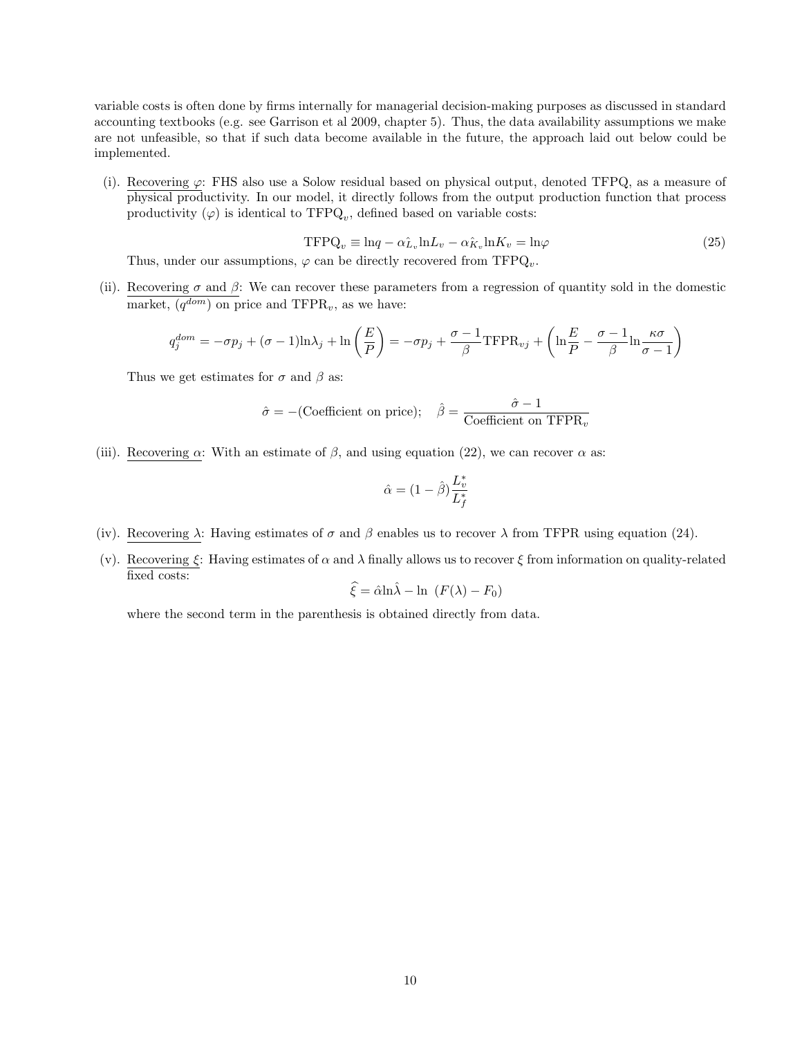variable costs is often done by firms internally for managerial decision-making purposes as discussed in standard accounting textbooks (e.g. see Garrison et al 2009, chapter 5). Thus, the data availability assumptions we make are not unfeasible, so that if such data become available in the future, the approach laid out below could be implemented.

(i). Recovering $\varphi$: FHS also use a Solow residual based on physical output, denoted TFPQ, as a measure of physical productivity. In our model, it directly follows from the output production function that process productivity ($\varphi$) is identical to $\text{TFPQ}_v$, defined based on variable costs:

$$\text{TFPQ}_v \equiv \ln q - \alpha_{\hat{L}_v} \ln L_v - \alpha_{\hat{K}_v} \ln K_v = \ln\varphi \tag{25}$$

Thus, under our assumptions, $\varphi$ can be directly recovered from $\text{TFPQ}_v$.

(ii). Recovering $\sigma$ and $\beta$: We can recover these parameters from a regression of quantity sold in the domestic market, ($q^{dom}$) on price and $\text{TFPR}_v$, as we have:

$$q_j^{dom} = -\sigma p_j + (\sigma - 1)\ln\lambda_j + \ln\left(\frac{E}{P}\right) = -\sigma p_j + \frac{\sigma - 1}{\beta}\text{TFPR}_{vj} + \left(\ln\frac{E}{P} - \frac{\sigma - 1}{\beta}\ln\frac{\kappa\sigma}{\sigma - 1}\right)$$

Thus we get estimates for $\sigma$ and $\beta$ as:

$$\hat{\sigma} = -(\text{Coefficient on price}); \quad \hat{\beta} = \frac{\hat{\sigma} - 1}{\text{Coefficient on TFPR}_v}$$

(iii). Recovering $\alpha$: With an estimate of $\beta$, and using equation (22), we can recover $\alpha$ as:

$$\hat{\alpha} = (1 - \hat{\beta})\frac{L_v^*}{L_f^*}$$

(iv). Recovering $\lambda$: Having estimates of $\sigma$ and $\beta$ enables us to recover $\lambda$ from TFPR using equation (24).

(v). Recovering $\xi$: Having estimates of $\alpha$ and $\lambda$ finally allows us to recover $\xi$ from information on quality-related fixed costs:

$$\widehat{\xi} = \hat{\alpha}\ln\hat{\lambda} - \ln\ (F(\lambda) - F_0)$$

where the second term in the parenthesis is obtained directly from data.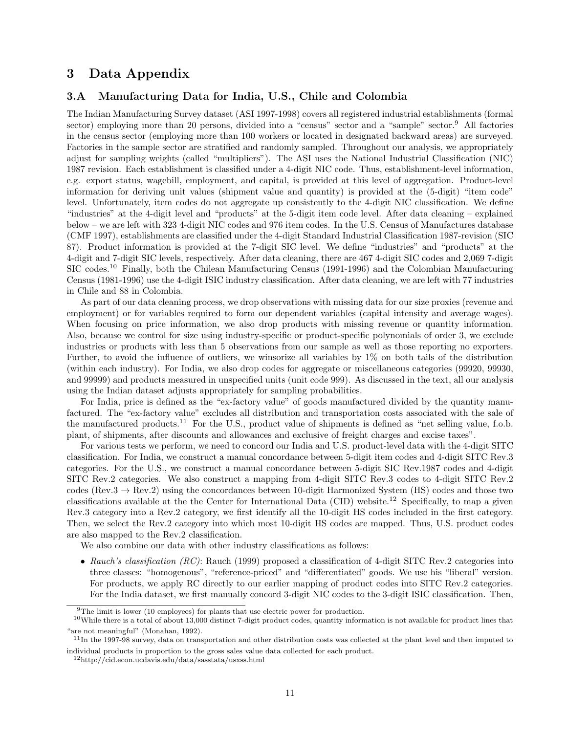# 3 Data Appendix

## 3.A Manufacturing Data for India, U.S., Chile and Colombia

The Indian Manufacturing Survey dataset (ASI 1997-1998) covers all registered industrial establishments (formal sector) employing more than 20 persons, divided into a "census" sector and a "sample" sector.[9] All factories in the census sector (employing more than 100 workers or located in designated backward areas) are surveyed. Factories in the sample sector are stratified and randomly sampled. Throughout our analysis, we appropriately adjust for sampling weights (called "multipliers"). The ASI uses the National Industrial Classification (NIC) 1987 revision. Each establishment is classified under a 4-digit NIC code. Thus, establishment-level information, e.g. export status, wagebill, employment, and capital, is provided at this level of aggregation. Product-level information for deriving unit values (shipment value and quantity) is provided at the (5-digit) "item code" level. Unfortunately, item codes do not aggregate up consistently to the 4-digit NIC classification. We define "industries" at the 4-digit level and "products" at the 5-digit item code level. After data cleaning – explained below – we are left with 323 4-digit NIC codes and 976 item codes. In the U.S. Census of Manufactures database (CMF 1997), establishments are classified under the 4-digit Standard Industrial Classification 1987-revision (SIC 87). Product information is provided at the 7-digit SIC level. We define "industries" and "products" at the 4-digit and 7-digit SIC levels, respectively. After data cleaning, there are 467 4-digit SIC codes and 2,069 7-digit SIC codes.[10] Finally, both the Chilean Manufacturing Census (1991-1996) and the Colombian Manufacturing Census (1981-1996) use the 4-digit ISIC industry classification. After data cleaning, we are left with 77 industries in Chile and 88 in Colombia.

As part of our data cleaning process, we drop observations with missing data for our size proxies (revenue and employment) or for variables required to form our dependent variables (capital intensity and average wages). When focusing on price information, we also drop products with missing revenue or quantity information. Also, because we control for size using industry-specific or product-specific polynomials of order 3, we exclude industries or products with less than 5 observations from our sample as well as those reporting no exporters. Further, to avoid the influence of outliers, we winsorize all variables by 1% on both tails of the distribution (within each industry). For India, we also drop codes for aggregate or miscellaneous categories (99920, 99930, and 99999) and products measured in unspecified units (unit code 999). As discussed in the text, all our analysis using the Indian dataset adjusts appropriately for sampling probabilities.

For India, price is defined as the "ex-factory value" of goods manufactured divided by the quantity manufactured. The "ex-factory value" excludes all distribution and transportation costs associated with the sale of the manufactured products.[11] For the U.S., product value of shipments is defined as "net selling value, f.o.b. plant, of shipments, after discounts and allowances and exclusive of freight charges and excise taxes".

For various tests we perform, we need to concord our India and U.S. product-level data with the 4-digit SITC classification. For India, we construct a manual concordance between 5-digit item codes and 4-digit SITC Rev.3 categories. For the U.S., we construct a manual concordance between 5-digit SIC Rev.1987 codes and 4-digit SITC Rev.2 categories. We also construct a mapping from 4-digit SITC Rev.3 codes to 4-digit SITC Rev.2 codes (Rev.3 $\rightarrow$ Rev.2) using the concordances between 10-digit Harmonized System (HS) codes and those two classifications available at the the Center for International Data (CID) website.[12] Specifically, to map a given Rev.3 category into a Rev.2 category, we first identify all the 10-digit HS codes included in the first category. Then, we select the Rev.2 category into which most 10-digit HS codes are mapped. Thus, U.S. product codes are also mapped to the Rev.2 classification.

We also combine our data with other industry classifications as follows:

- *Rauch's classification (RC)*: Rauch (1999) proposed a classification of 4-digit SITC Rev.2 categories into three classes: "homogenous", "reference-priced" and "differentiated" goods. We use his "liberal" version. For products, we apply RC directly to our earlier mapping of product codes into SITC Rev.2 categories. For the India dataset, we first manually concord 3-digit NIC codes to the 3-digit ISIC classification. Then,

[9] The limit is lower (10 employees) for plants that use electric power for production.

[10] While there is a total of about 13,000 distinct 7-digit product codes, quantity information is not available for product lines that "are not meaningful" (Monahan, 1992).

[11] In the 1997-98 survey, data on transportation and other distribution costs was collected at the plant level and then imputed to individual products in proportion to the gross sales value data collected for each product.

[12] http://cid.econ.ucdavis.edu/data/sasstata/usxss.html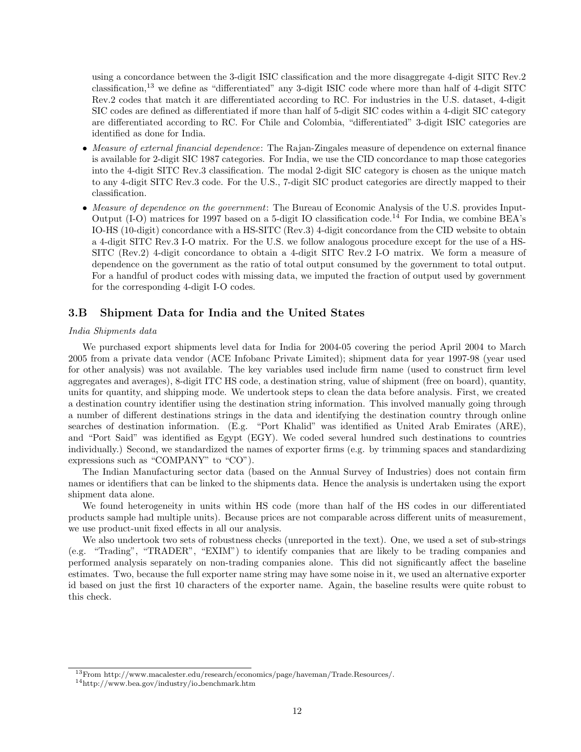using a concordance between the 3-digit ISIC classification and the more disaggregate 4-digit SITC Rev.2 classification,[13] we define as "differentiated" any 3-digit ISIC code where more than half of 4-digit SITC Rev.2 codes that match it are differentiated according to RC. For industries in the U.S. dataset, 4-digit SIC codes are defined as differentiated if more than half of 5-digit SIC codes within a 4-digit SIC category are differentiated according to RC. For Chile and Colombia, "differentiated" 3-digit ISIC categories are identified as done for India.

- *Measure of external financial dependence*: The Rajan-Zingales measure of dependence on external finance is available for 2-digit SIC 1987 categories. For India, we use the CID concordance to map those categories into the 4-digit SITC Rev.3 classification. The modal 2-digit SIC category is chosen as the unique match to any 4-digit SITC Rev.3 code. For the U.S., 7-digit SIC product categories are directly mapped to their classification.
- *Measure of dependence on the government*: The Bureau of Economic Analysis of the U.S. provides Input-Output (I-O) matrices for 1997 based on a 5-digit IO classification code.[14] For India, we combine BEA's IO-HS (10-digit) concordance with a HS-SITC (Rev.3) 4-digit concordance from the CID website to obtain a 4-digit SITC Rev.3 I-O matrix. For the U.S. we follow analogous procedure except for the use of a HS-SITC (Rev.2) 4-digit concordance to obtain a 4-digit SITC Rev.2 I-O matrix. We form a measure of dependence on the government as the ratio of total output consumed by the government to total output. For a handful of product codes with missing data, we imputed the fraction of output used by government for the corresponding 4-digit I-O codes.

## 3.B Shipment Data for India and the United States

*India Shipments data*

We purchased export shipments level data for India for 2004-05 covering the period April 2004 to March 2005 from a private data vendor (ACE Infobanc Private Limited); shipment data for year 1997-98 (year used for other analysis) was not available. The key variables used include firm name (used to construct firm level aggregates and averages), 8-digit ITC HS code, a destination string, value of shipment (free on board), quantity, units for quantity, and shipping mode. We undertook steps to clean the data before analysis. First, we created a destination country identifier using the destination string information. This involved manually going through a number of different destinations strings in the data and identifying the destination country through online searches of destination information. (E.g. "Port Khalid" was identified as United Arab Emirates (ARE), and "Port Said" was identified as Egypt (EGY). We coded several hundred such destinations to countries individually.) Second, we standardized the names of exporter firms (e.g. by trimming spaces and standardizing expressions such as "COMPANY" to "CO").

The Indian Manufacturing sector data (based on the Annual Survey of Industries) does not contain firm names or identifiers that can be linked to the shipments data. Hence the analysis is undertaken using the export shipment data alone.

We found heterogeneity in units within HS code (more than half of the HS codes in our differentiated products sample had multiple units). Because prices are not comparable across different units of measurement, we use product-unit fixed effects in all our analysis.

We also undertook two sets of robustness checks (unreported in the text). One, we used a set of sub-strings (e.g. "Trading", "TRADER", "EXIM") to identify companies that are likely to be trading companies and performed analysis separately on non-trading companies alone. This did not significantly affect the baseline estimates. Two, because the full exporter name string may have some noise in it, we used an alternative exporter id based on just the first 10 characters of the exporter name. Again, the baseline results were quite robust to this check.

[13] From http://www.macalester.edu/research/economics/page/haveman/Trade.Resources/.

[14] http://www.bea.gov/industry/io_benchmark.htm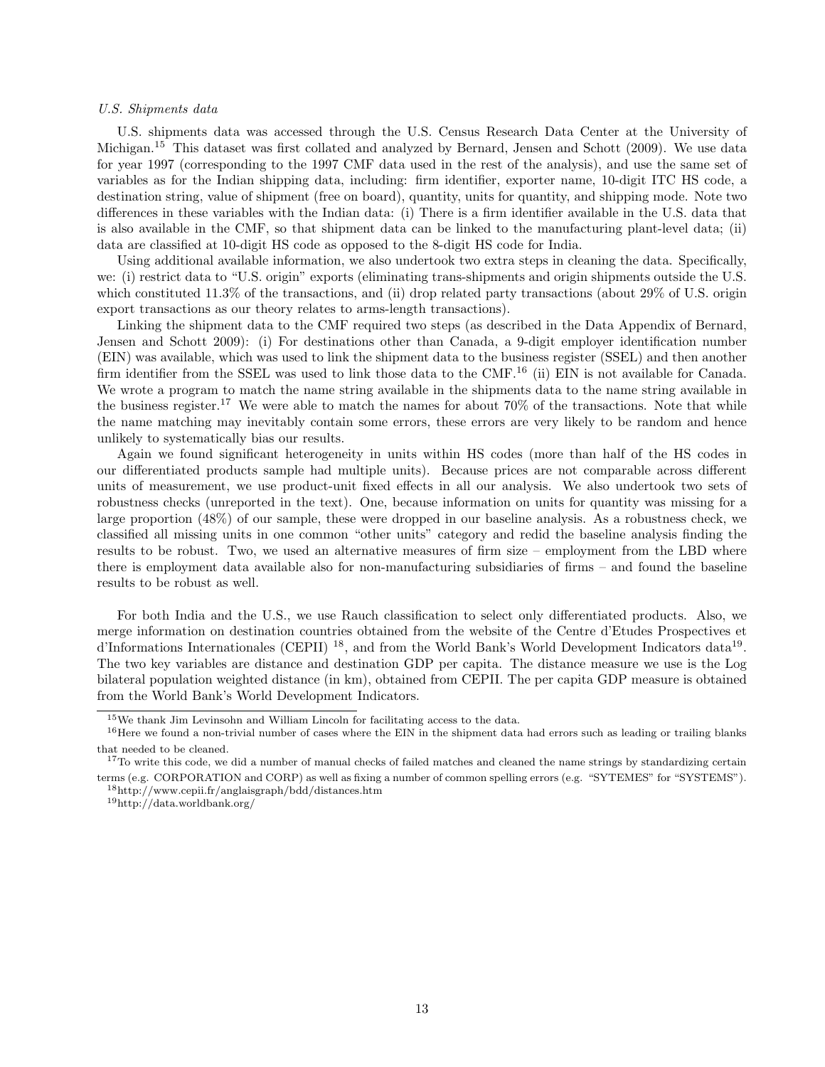*U.S. Shipments data*

U.S. shipments data was accessed through the U.S. Census Research Data Center at the University of Michigan.[15] This dataset was first collated and analyzed by Bernard, Jensen and Schott (2009). We use data for year 1997 (corresponding to the 1997 CMF data used in the rest of the analysis), and use the same set of variables as for the Indian shipping data, including: firm identifier, exporter name, 10-digit ITC HS code, a destination string, value of shipment (free on board), quantity, units for quantity, and shipping mode. Note two differences in these variables with the Indian data: (i) There is a firm identifier available in the U.S. data that is also available in the CMF, so that shipment data can be linked to the manufacturing plant-level data; (ii) data are classified at 10-digit HS code as opposed to the 8-digit HS code for India.

Using additional available information, we also undertook two extra steps in cleaning the data. Specifically, we: (i) restrict data to "U.S. origin" exports (eliminating trans-shipments and origin shipments outside the U.S. which constituted 11.3% of the transactions, and (ii) drop related party transactions (about 29% of U.S. origin export transactions as our theory relates to arms-length transactions).

Linking the shipment data to the CMF required two steps (as described in the Data Appendix of Bernard, Jensen and Schott 2009): (i) For destinations other than Canada, a 9-digit employer identification number (EIN) was available, which was used to link the shipment data to the business register (SSEL) and then another firm identifier from the SSEL was used to link those data to the CMF.[16] (ii) EIN is not available for Canada. We wrote a program to match the name string available in the shipments data to the name string available in the business register.[17] We were able to match the names for about 70% of the transactions. Note that while the name matching may inevitably contain some errors, these errors are very likely to be random and hence unlikely to systematically bias our results.

Again we found significant heterogeneity in units within HS codes (more than half of the HS codes in our differentiated products sample had multiple units). Because prices are not comparable across different units of measurement, we use product-unit fixed effects in all our analysis. We also undertook two sets of robustness checks (unreported in the text). One, because information on units for quantity was missing for a large proportion (48%) of our sample, these were dropped in our baseline analysis. As a robustness check, we classified all missing units in one common "other units" category and redid the baseline analysis finding the results to be robust. Two, we used an alternative measures of firm size – employment from the LBD where there is employment data available also for non-manufacturing subsidiaries of firms – and found the baseline results to be robust as well.

For both India and the U.S., we use Rauch classification to select only differentiated products. Also, we merge information on destination countries obtained from the website of the Centre d'Etudes Prospectives et d'Informations Internationales (CEPII) [18], and from the World Bank's World Development Indicators data[19]. The two key variables are distance and destination GDP per capita. The distance measure we use is the Log bilateral population weighted distance (in km), obtained from CEPII. The per capita GDP measure is obtained from the World Bank's World Development Indicators.

[15] We thank Jim Levinsohn and William Lincoln for facilitating access to the data.

[16] Here we found a non-trivial number of cases where the EIN in the shipment data had errors such as leading or trailing blanks that needed to be cleaned.

[17] To write this code, we did a number of manual checks of failed matches and cleaned the name strings by standardizing certain terms (e.g. CORPORATION and CORP) as well as fixing a number of common spelling errors (e.g. "SYTEMES" for "SYSTEMS").

[18] http://www.cepii.fr/anglaisgraph/bdd/distances.htm

[19] http://data.worldbank.org/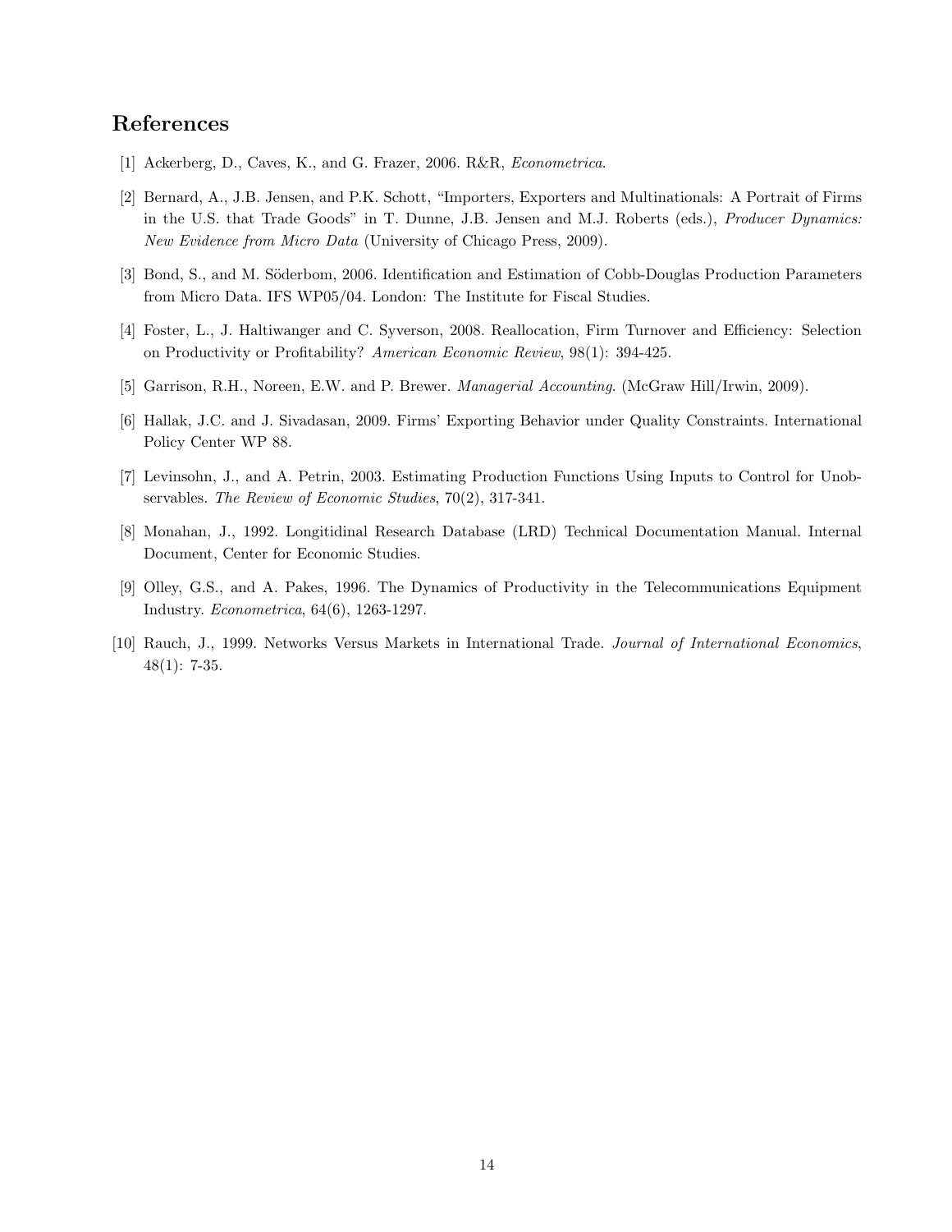## References

[1] Ackerberg, D., Caves, K., and G. Frazer, 2006. R&R, *Econometrica*.

[2] Bernard, A., J.B. Jensen, and P.K. Schott, "Importers, Exporters and Multinationals: A Portrait of Firms in the U.S. that Trade Goods" in T. Dunne, J.B. Jensen and M.J. Roberts (eds.), *Producer Dynamics: New Evidence from Micro Data* (University of Chicago Press, 2009).

[3] Bond, S., and M. Söderbom, 2006. Identification and Estimation of Cobb-Douglas Production Parameters from Micro Data. IFS WP05/04. London: The Institute for Fiscal Studies.

[4] Foster, L., J. Haltiwanger and C. Syverson, 2008. Reallocation, Firm Turnover and Efficiency: Selection on Productivity or Profitability? *American Economic Review*, 98(1): 394-425.

[5] Garrison, R.H., Noreen, E.W. and P. Brewer. *Managerial Accounting*. (McGraw Hill/Irwin, 2009).

[6] Hallak, J.C. and J. Sivadasan, 2009. Firms' Exporting Behavior under Quality Constraints. International Policy Center WP 88.

[7] Levinsohn, J., and A. Petrin, 2003. Estimating Production Functions Using Inputs to Control for Unobservables. *The Review of Economic Studies*, 70(2), 317-341.

[8] Monahan, J., 1992. Longitidinal Research Database (LRD) Technical Documentation Manual. Internal Document, Center for Economic Studies.

[9] Olley, G.S., and A. Pakes, 1996. The Dynamics of Productivity in the Telecommunications Equipment Industry. *Econometrica*, 64(6), 1263-1297.

[10] Rauch, J., 1999. Networks Versus Markets in International Trade. *Journal of International Economics*, 48(1): 7-35.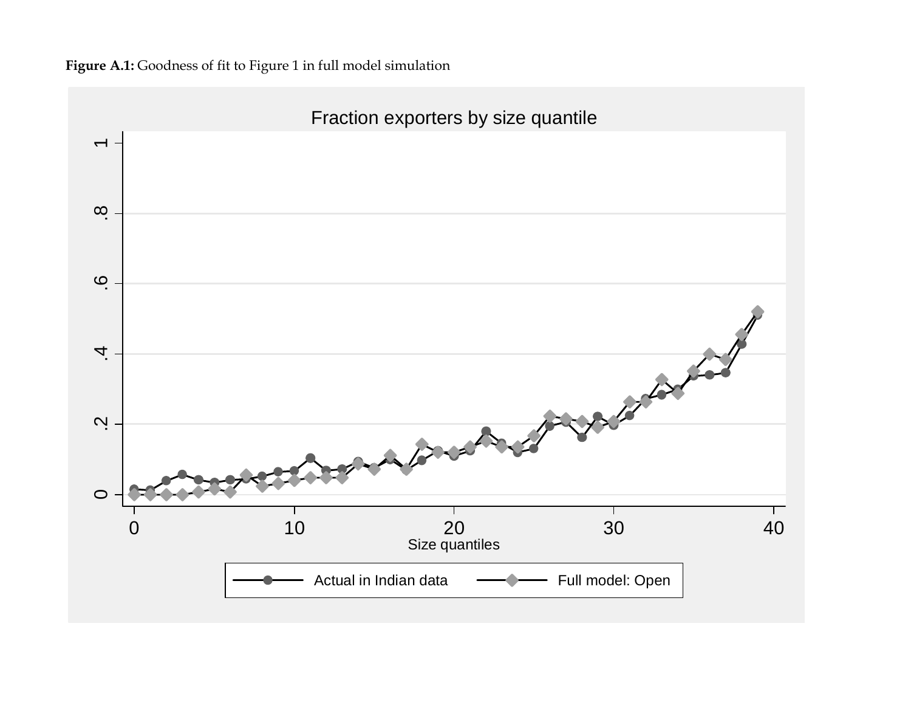**Figure A.1:** Goodness of fit to Figure 1 in full model simulation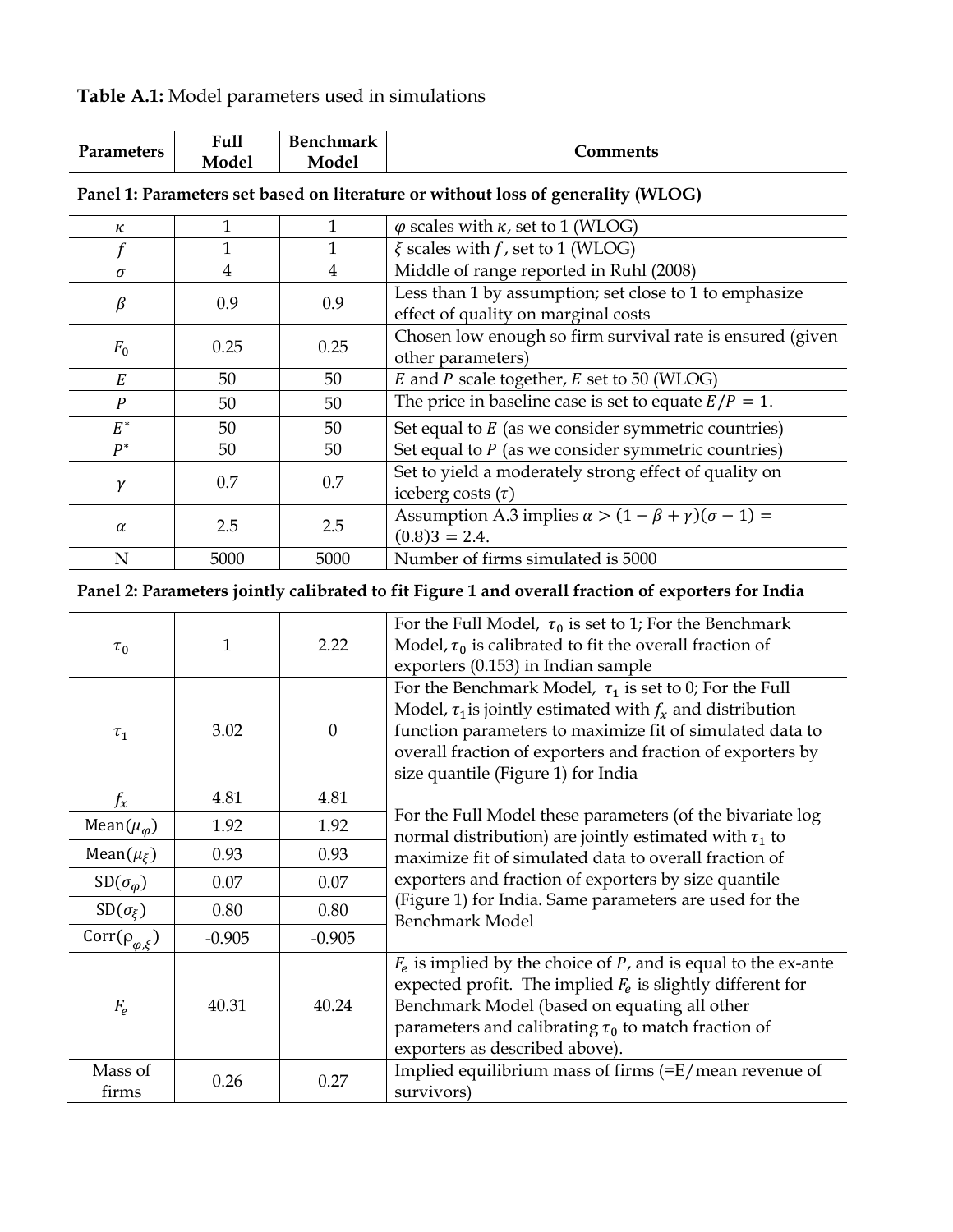**Table A.1:** Model parameters used in simulations

| Parameters | Full Model | Benchmark Model | Comments |
|---|---|---|---|
| **Panel 1: Parameters set based on literature or without loss of generality (WLOG)** | | | |
| $\kappa$ | 1 | 1 | $\varphi$ scales with $\kappa$, set to 1 (WLOG) |
| $f$ | 1 | 1 | $\xi$ scales with $f$, set to 1 (WLOG) |
| $\sigma$ | 4 | 4 | Middle of range reported in Ruhl (2008) |
| $\beta$ | 0.9 | 0.9 | Less than 1 by assumption; set close to 1 to emphasize effect of quality on marginal costs |
| $F_0$ | 0.25 | 0.25 | Chosen low enough so firm survival rate is ensured (given other parameters) |
| $E$ | 50 | 50 | $E$ and $P$ scale together, $E$ set to 50 (WLOG) |
| $P$ | 50 | 50 | The price in baseline case is set to equate $E/P = 1$. |
| $E^*$ | 50 | 50 | Set equal to $E$ (as we consider symmetric countries) |
| $P^*$ | 50 | 50 | Set equal to $P$ (as we consider symmetric countries) |
| $\gamma$ | 0.7 | 0.7 | Set to yield a moderately strong effect of quality on iceberg costs ($\tau$) |
| $\alpha$ | 2.5 | 2.5 | Assumption A.3 implies $\alpha > (1-\beta+\gamma)(\sigma-1) = (0.8)3 = 2.4$. |
| N | 5000 | 5000 | Number of firms simulated is 5000 |
| **Panel 2: Parameters jointly calibrated to fit Figure 1 and overall fraction of exporters for India** | | | |
| $\tau_0$ | 1 | 2.22 | For the Full Model, $\tau_0$ is set to 1; For the Benchmark Model, $\tau_0$ is calibrated to fit the overall fraction of exporters (0.153) in Indian sample |
| $\tau_1$ | 3.02 | 0 | For the Benchmark Model, $\tau_1$ is set to 0; For the Full Model, $\tau_1$ is jointly estimated with $f_x$ and distribution function parameters to maximize fit of simulated data to overall fraction of exporters and fraction of exporters by size quantile (Figure 1) for India |
| $f_x$ | 4.81 | 4.81 | For the Full Model these parameters (of the bivariate log normal distribution) are jointly estimated with $\tau_1$ to maximize fit of simulated data to overall fraction of exporters and fraction of exporters by size quantile (Figure 1) for India. Same parameters are used for the Benchmark Model |
| Mean($\mu_\varphi$) | 1.92 | 1.92 | |
| Mean($\mu_\xi$) | 0.93 | 0.93 | |
| SD($\sigma_\varphi$) | 0.07 | 0.07 | |
| SD($\sigma_\xi$) | 0.80 | 0.80 | |
| Corr($\rho_{\varphi,\xi}$) | -0.905 | -0.905 | |
| $F_e$ | 40.31 | 40.24 | $F_e$ is implied by the choice of $P$, and is equal to the ex-ante expected profit. The implied $F_e$ is slightly different for Benchmark Model (based on equating all other parameters and calibrating $\tau_0$ to match fraction of exporters as described above). |
| Mass of firms | 0.26 | 0.27 | Implied equilibrium mass of firms (=E/mean revenue of survivors) |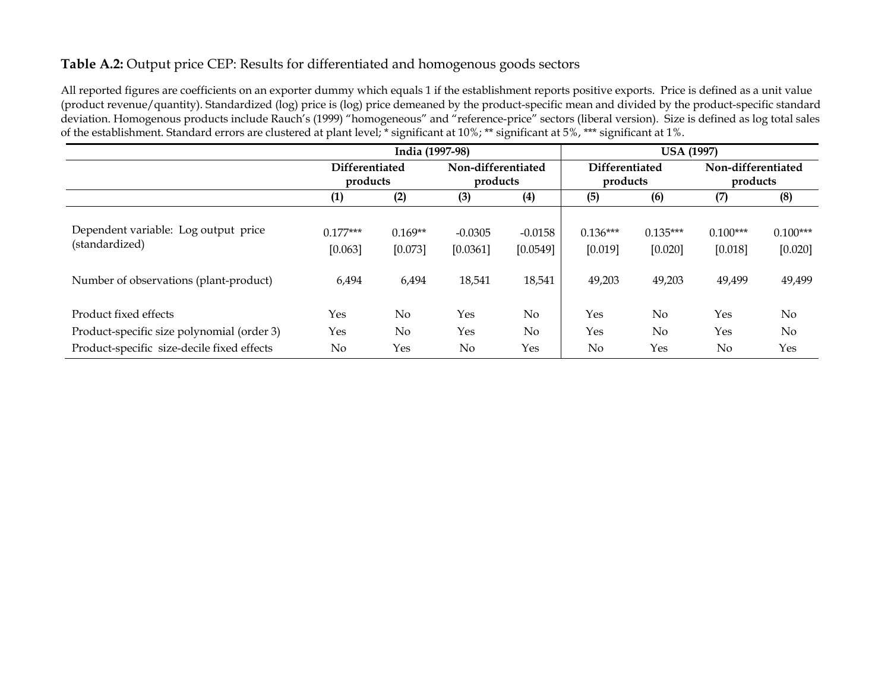**Table A.2:** Output price CEP: Results for differentiated and homogenous goods sectors

All reported figures are coefficients on an exporter dummy which equals 1 if the establishment reports positive exports. Price is defined as a unit value (product revenue/quantity). Standardized (log) price is (log) price demeaned by the product-specific mean and divided by the product-specific standard deviation. Homogenous products include Rauch's (1999) "homogeneous" and "reference-price" sectors (liberal version). Size is defined as log total sales of the establishment. Standard errors are clustered at plant level; * significant at 10%; ** significant at 5%, *** significant at 1%.

| | India (1997-98) | | | | USA (1997) | | | |
|---|---|---|---|---|---|---|---|---|
| | Differentiated products | | Non-differentiated products | | Differentiated products | | Non-differentiated products | |
| | (1) | (2) | (3) | (4) | (5) | (6) | (7) | (8) |
| Dependent variable: Log output price (standardized) | 0.177*** | 0.169** | -0.0305 | -0.0158 | 0.136*** | 0.135*** | 0.100*** | 0.100*** |
| | [0.063] | [0.073] | [0.0361] | [0.0549] | [0.019] | [0.020] | [0.018] | [0.020] |
| Number of observations (plant-product) | 6,494 | 6,494 | 18,541 | 18,541 | 49,203 | 49,203 | 49,499 | 49,499 |
| Product fixed effects | Yes | No | Yes | No | Yes | No | Yes | No |
| Product-specific size polynomial (order 3) | Yes | No | Yes | No | Yes | No | Yes | No |
| Product-specific size-decile fixed effects | No | Yes | No | Yes | No | Yes | No | Yes |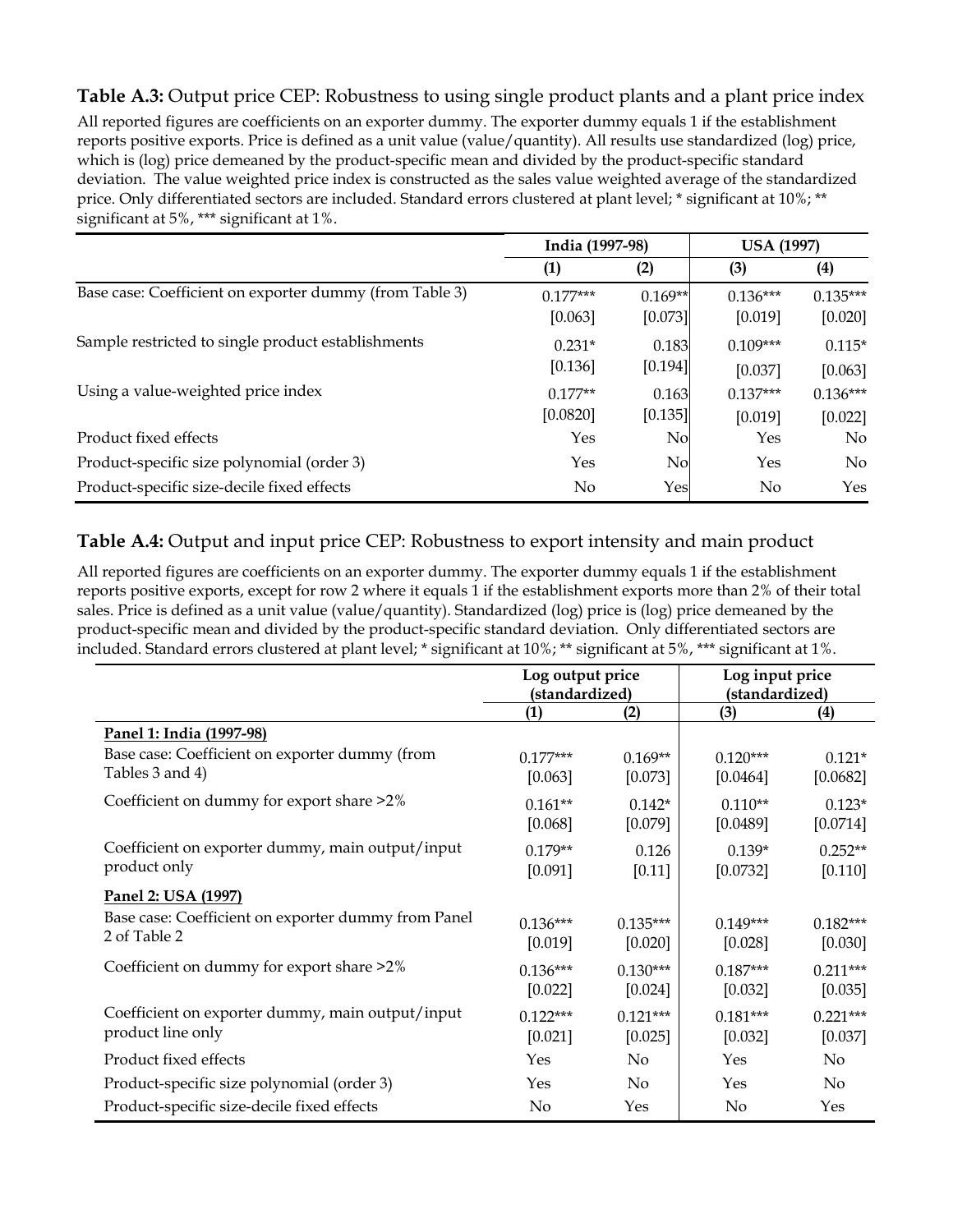**Table A.3:** Output price CEP: Robustness to using single product plants and a plant price index

All reported figures are coefficients on an exporter dummy. The exporter dummy equals 1 if the establishment reports positive exports. Price is defined as a unit value (value/quantity). All results use standardized (log) price, which is (log) price demeaned by the product-specific mean and divided by the product-specific standard deviation. The value weighted price index is constructed as the sales value weighted average of the standardized price. Only differentiated sectors are included. Standard errors clustered at plant level; * significant at 10%; ** significant at 5%, *** significant at 1%.

| | India (1997-98) | | USA (1997) | |
|---|---|---|---|---|
| | (1) | (2) | (3) | (4) |
| Base case: Coefficient on exporter dummy (from Table 3) | 0.177*** | 0.169** | 0.136*** | 0.135*** |
| | [0.063] | [0.073] | [0.019] | [0.020] |
| Sample restricted to single product establishments | 0.231* | 0.183 | 0.109*** | 0.115* |
| | [0.136] | [0.194] | [0.037] | [0.063] |
| Using a value-weighted price index | 0.177** | 0.163 | 0.137*** | 0.136*** |
| | [0.0820] | [0.135] | [0.019] | [0.022] |
| Product fixed effects | Yes | No | Yes | No |
| Product-specific size polynomial (order 3) | Yes | No | Yes | No |
| Product-specific size-decile fixed effects | No | Yes | No | Yes |

**Table A.4:** Output and input price CEP: Robustness to export intensity and main product

All reported figures are coefficients on an exporter dummy. The exporter dummy equals 1 if the establishment reports positive exports, except for row 2 where it equals 1 if the establishment exports more than 2% of their total sales. Price is defined as a unit value (value/quantity). Standardized (log) price is (log) price demeaned by the product-specific mean and divided by the product-specific standard deviation. Only differentiated sectors are included. Standard errors clustered at plant level; * significant at 10%; ** significant at 5%, *** significant at 1%.

| | Log output price (standardized) | | Log input price (standardized) | |
|---|---|---|---|---|
| | (1) | (2) | (3) | (4) |
| **Panel 1: India (1997-98)** | | | | |
| Base case: Coefficient on exporter dummy (from Tables 3 and 4) | 0.177*** | 0.169** | 0.120*** | 0.121* |
| | [0.063] | [0.073] | [0.0464] | [0.0682] |
| Coefficient on dummy for export share >2% | 0.161** | 0.142* | 0.110** | 0.123* |
| | [0.068] | [0.079] | [0.0489] | [0.0714] |
| Coefficient on exporter dummy, main output/input product only | 0.179** | 0.126 | 0.139* | 0.252** |
| | [0.091] | [0.11] | [0.0732] | [0.110] |
| **Panel 2: USA (1997)** | | | | |
| Base case: Coefficient on exporter dummy from Panel 2 of Table 2 | 0.136*** | 0.135*** | 0.149*** | 0.182*** |
| | [0.019] | [0.020] | [0.028] | [0.030] |
| Coefficient on dummy for export share >2% | 0.136*** | 0.130*** | 0.187*** | 0.211*** |
| | [0.022] | [0.024] | [0.032] | [0.035] |
| Coefficient on exporter dummy, main output/input product line only | 0.122*** | 0.121*** | 0.181*** | 0.221*** |
| | [0.021] | [0.025] | [0.032] | [0.037] |
| Product fixed effects | Yes | No | Yes | No |
| Product-specific size polynomial (order 3) | Yes | No | Yes | No |
| Product-specific size-decile fixed effects | No | Yes | No | Yes |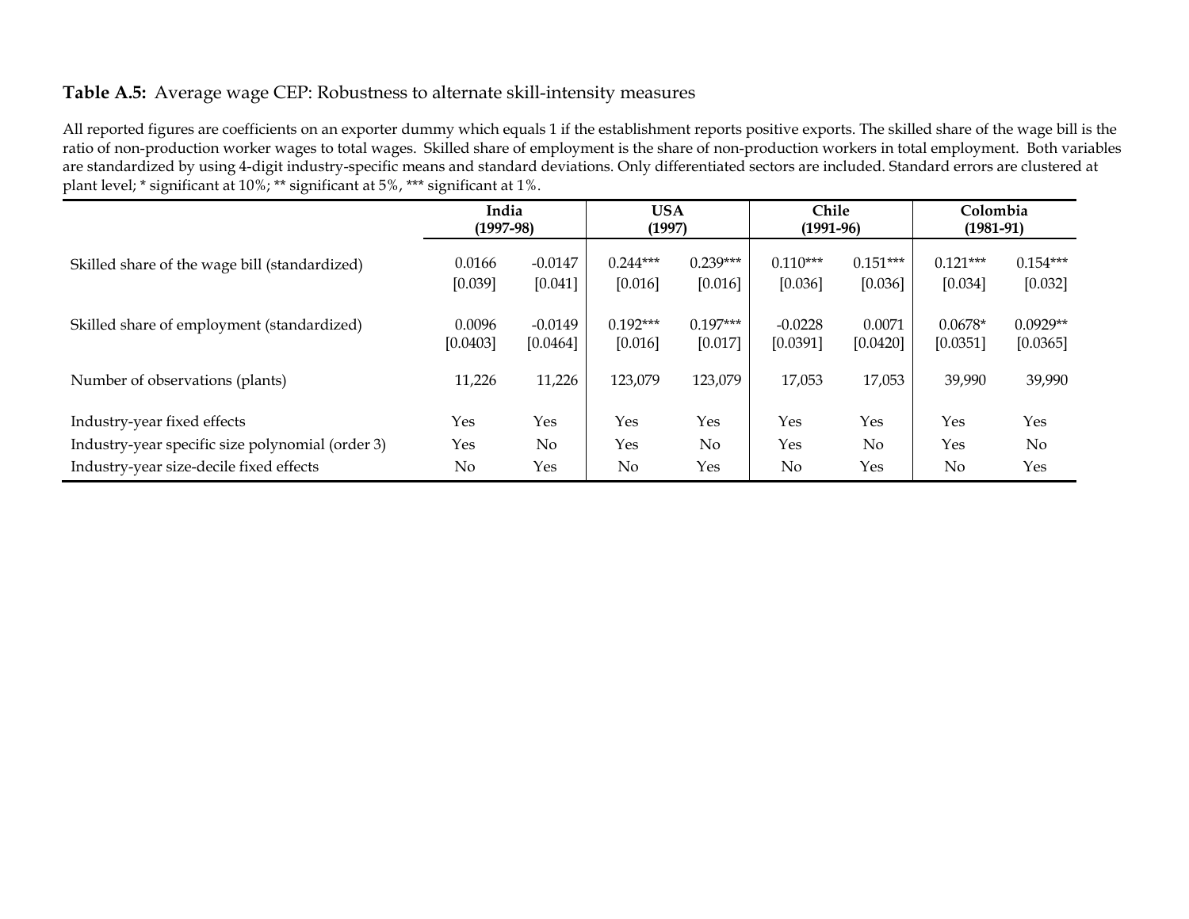**Table A.5:** Average wage CEP: Robustness to alternate skill-intensity measures

All reported figures are coefficients on an exporter dummy which equals 1 if the establishment reports positive exports. The skilled share of the wage bill is the ratio of non-production worker wages to total wages. Skilled share of employment is the share of non-production workers in total employment. Both variables are standardized by using 4-digit industry-specific means and standard deviations. Only differentiated sectors are included. Standard errors are clustered at plant level; * significant at 10%; ** significant at 5%, *** significant at 1%.

| | India (1997-98) | | USA (1997) | | Chile (1991-96) | | Colombia (1981-91) | |
|---|---|---|---|---|---|---|---|---|
| Skilled share of the wage bill (standardized) | 0.0166 | -0.0147 | 0.244*** | 0.239*** | 0.110*** | 0.151*** | 0.121*** | 0.154*** |
| | [0.039] | [0.041] | [0.016] | [0.016] | [0.036] | [0.036] | [0.034] | [0.032] |
| Skilled share of employment (standardized) | 0.0096 | -0.0149 | 0.192*** | 0.197*** | -0.0228 | 0.0071 | 0.0678* | 0.0929** |
| | [0.0403] | [0.0464] | [0.016] | [0.017] | [0.0391] | [0.0420] | [0.0351] | [0.0365] |
| Number of observations (plants) | 11,226 | 11,226 | 123,079 | 123,079 | 17,053 | 17,053 | 39,990 | 39,990 |
| Industry-year fixed effects | Yes | Yes | Yes | Yes | Yes | Yes | Yes | Yes |
| Industry-year specific size polynomial (order 3) | Yes | No | Yes | No | Yes | No | Yes | No |
| Industry-year size-decile fixed effects | No | Yes | No | Yes | No | Yes | No | Yes |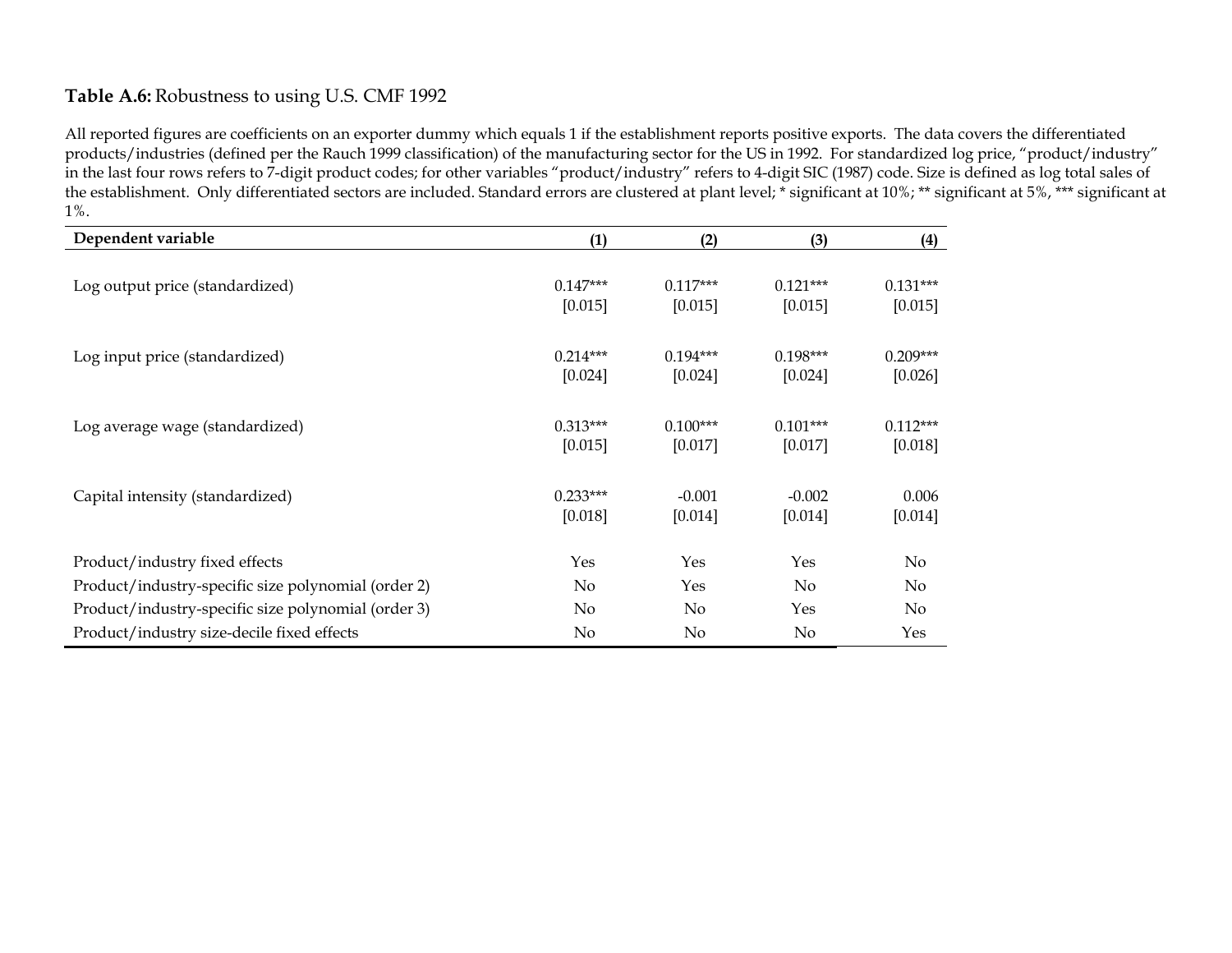**Table A.6:** Robustness to using U.S. CMF 1992

All reported figures are coefficients on an exporter dummy which equals 1 if the establishment reports positive exports. The data covers the differentiated products/industries (defined per the Rauch 1999 classification) of the manufacturing sector for the US in 1992. For standardized log price, "product/industry" in the last four rows refers to 7-digit product codes; for other variables "product/industry" refers to 4-digit SIC (1987) code. Size is defined as log total sales of the establishment. Only differentiated sectors are included. Standard errors are clustered at plant level; * significant at 10%; ** significant at 5%, *** significant at 1%.

| Dependent variable | (1) | (2) | (3) | (4) |
|---|---|---|---|---|
| Log output price (standardized) | 0.147*** | 0.117*** | 0.121*** | 0.131*** |
| | [0.015] | [0.015] | [0.015] | [0.015] |
| Log input price (standardized) | 0.214*** | 0.194*** | 0.198*** | 0.209*** |
| | [0.024] | [0.024] | [0.024] | [0.026] |
| Log average wage (standardized) | 0.313*** | 0.100*** | 0.101*** | 0.112*** |
| | [0.015] | [0.017] | [0.017] | [0.018] |
| Capital intensity (standardized) | 0.233*** | -0.001 | -0.002 | 0.006 |
| | [0.018] | [0.014] | [0.014] | [0.014] |
| Product/industry fixed effects | Yes | Yes | Yes | No |
| Product/industry-specific size polynomial (order 2) | No | Yes | No | No |
| Product/industry-specific size polynomial (order 3) | No | No | Yes | No |
| Product/industry size-decile fixed effects | No | No | No | Yes |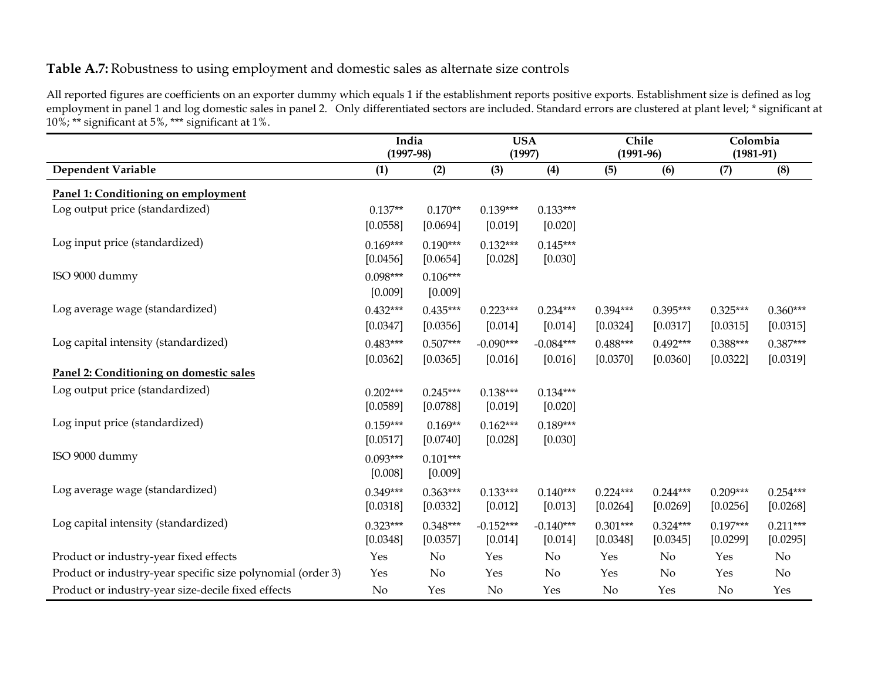**Table A.7:** Robustness to using employment and domestic sales as alternate size controls

All reported figures are coefficients on an exporter dummy which equals 1 if the establishment reports positive exports. Establishment size is defined as log employment in panel 1 and log domestic sales in panel 2. Only differentiated sectors are included. Standard errors are clustered at plant level; * significant at 10%; ** significant at 5%, *** significant at 1%.

| | India (1997-98) | | USA (1997) | | Chile (1991-96) | | Colombia (1981-91) | |
|---|---|---|---|---|---|---|---|---|
| **Dependent Variable** | **(1)** | **(2)** | **(3)** | **(4)** | **(5)** | **(6)** | **(7)** | **(8)** |
| **Panel 1: Conditioning on employment** | | | | | | | | |
| Log output price (standardized) | 0.137** | 0.170** | 0.139*** | 0.133*** | | | | |
| | [0.0558] | [0.0694] | [0.019] | [0.020] | | | | |
| Log input price (standardized) | 0.169*** | 0.190*** | 0.132*** | 0.145*** | | | | |
| | [0.0456] | [0.0654] | [0.028] | [0.030] | | | | |
| ISO 9000 dummy | 0.098*** | 0.106*** | | | | | | |
| | [0.009] | [0.009] | | | | | | |
| Log average wage (standardized) | 0.432*** | 0.435*** | 0.223*** | 0.234*** | 0.394*** | 0.395*** | 0.325*** | 0.360*** |
| | [0.0347] | [0.0356] | [0.014] | [0.014] | [0.0324] | [0.0317] | [0.0315] | [0.0315] |
| Log capital intensity (standardized) | 0.483*** | 0.507*** | -0.090*** | -0.084*** | 0.488*** | 0.492*** | 0.388*** | 0.387*** |
| | [0.0362] | [0.0365] | [0.016] | [0.016] | [0.0370] | [0.0360] | [0.0322] | [0.0319] |
| **Panel 2: Conditioning on domestic sales** | | | | | | | | |
| Log output price (standardized) | 0.202*** | 0.245*** | 0.138*** | 0.134*** | | | | |
| | [0.0589] | [0.0788] | [0.019] | [0.020] | | | | |
| Log input price (standardized) | 0.159*** | 0.169** | 0.162*** | 0.189*** | | | | |
| | [0.0517] | [0.0740] | [0.028] | [0.030] | | | | |
| ISO 9000 dummy | 0.093*** | 0.101*** | | | | | | |
| | [0.008] | [0.009] | | | | | | |
| Log average wage (standardized) | 0.349*** | 0.363*** | 0.133*** | 0.140*** | 0.224*** | 0.244*** | 0.209*** | 0.254*** |
| | [0.0318] | [0.0332] | [0.012] | [0.013] | [0.0264] | [0.0269] | [0.0256] | [0.0268] |
| Log capital intensity (standardized) | 0.323*** | 0.348*** | -0.152*** | -0.140*** | 0.301*** | 0.324*** | 0.197*** | 0.211*** |
| | [0.0348] | [0.0357] | [0.014] | [0.014] | [0.0348] | [0.0345] | [0.0299] | [0.0295] |
| Product or industry-year fixed effects | Yes | No | Yes | No | Yes | No | Yes | No |
| Product or industry-year specific size polynomial (order 3) | Yes | No | Yes | No | Yes | No | Yes | No |
| Product or industry-year size-decile fixed effects | No | Yes | No | Yes | No | Yes | No | Yes |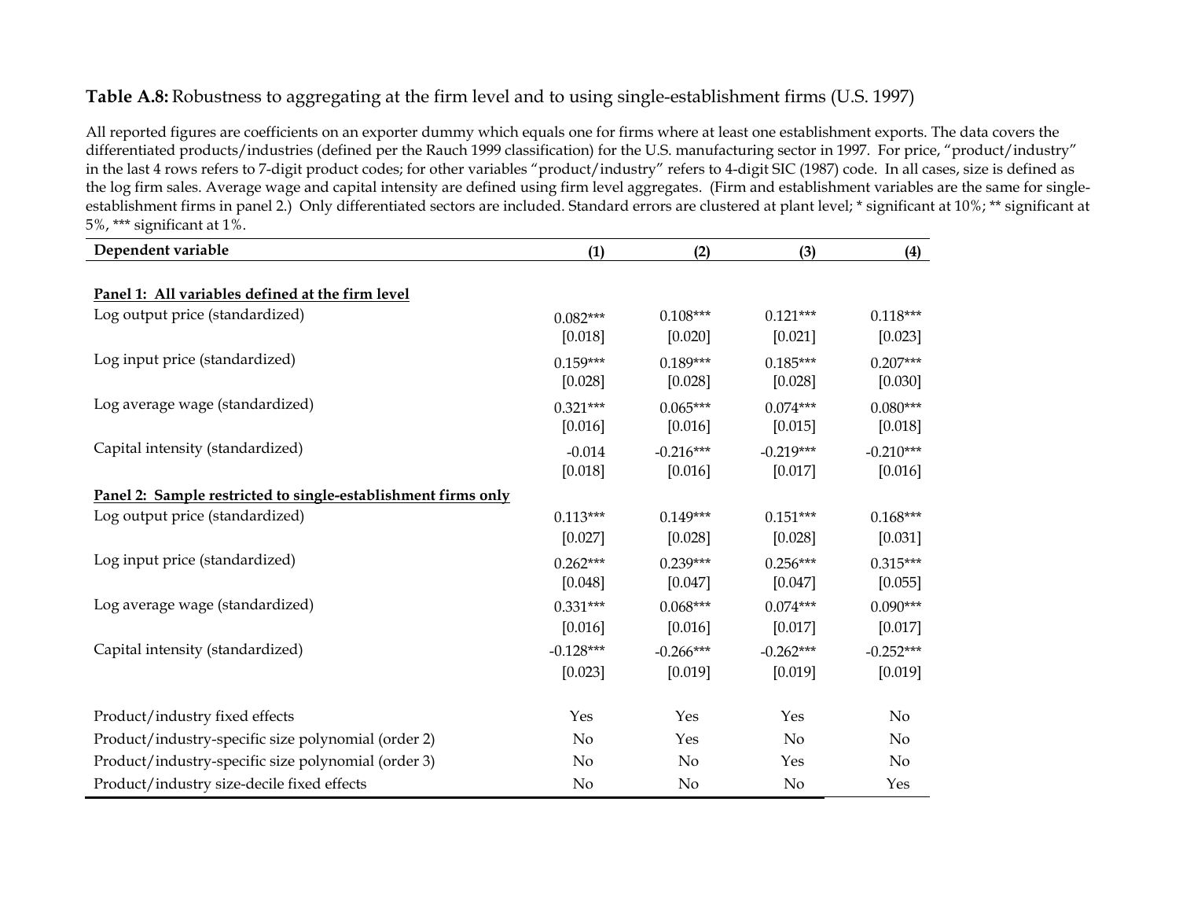**Table A.8:** Robustness to aggregating at the firm level and to using single-establishment firms (U.S. 1997)

All reported figures are coefficients on an exporter dummy which equals one for firms where at least one establishment exports. The data covers the differentiated products/industries (defined per the Rauch 1999 classification) for the U.S. manufacturing sector in 1997. For price, "product/industry" in the last 4 rows refers to 7-digit product codes; for other variables "product/industry" refers to 4-digit SIC (1987) code. In all cases, size is defined as the log firm sales. Average wage and capital intensity are defined using firm level aggregates. (Firm and establishment variables are the same for single-establishment firms in panel 2.) Only differentiated sectors are included. Standard errors are clustered at plant level; * significant at 10%; ** significant at 5%, *** significant at 1%.

| Dependent variable | (1) | (2) | (3) | (4) |
|---|---|---|---|---|
| **Panel 1: All variables defined at the firm level** | | | | |
| Log output price (standardized) | 0.082*** | 0.108*** | 0.121*** | 0.118*** |
| | [0.018] | [0.020] | [0.021] | [0.023] |
| Log input price (standardized) | 0.159*** | 0.189*** | 0.185*** | 0.207*** |
| | [0.028] | [0.028] | [0.028] | [0.030] |
| Log average wage (standardized) | 0.321*** | 0.065*** | 0.074*** | 0.080*** |
| | [0.016] | [0.016] | [0.015] | [0.018] |
| Capital intensity (standardized) | -0.014 | -0.216*** | -0.219*** | -0.210*** |
| | [0.018] | [0.016] | [0.017] | [0.016] |
| **Panel 2: Sample restricted to single-establishment firms only** | | | | |
| Log output price (standardized) | 0.113*** | 0.149*** | 0.151*** | 0.168*** |
| | [0.027] | [0.028] | [0.028] | [0.031] |
| Log input price (standardized) | 0.262*** | 0.239*** | 0.256*** | 0.315*** |
| | [0.048] | [0.047] | [0.047] | [0.055] |
| Log average wage (standardized) | 0.331*** | 0.068*** | 0.074*** | 0.090*** |
| | [0.016] | [0.016] | [0.017] | [0.017] |
| Capital intensity (standardized) | -0.128*** | -0.266*** | -0.262*** | -0.252*** |
| | [0.023] | [0.019] | [0.019] | [0.019] |
| Product/industry fixed effects | Yes | Yes | Yes | No |
| Product/industry-specific size polynomial (order 2) | No | Yes | No | No |
| Product/industry-specific size polynomial (order 3) | No | No | Yes | No |
| Product/industry size-decile fixed effects | No | No | No | Yes |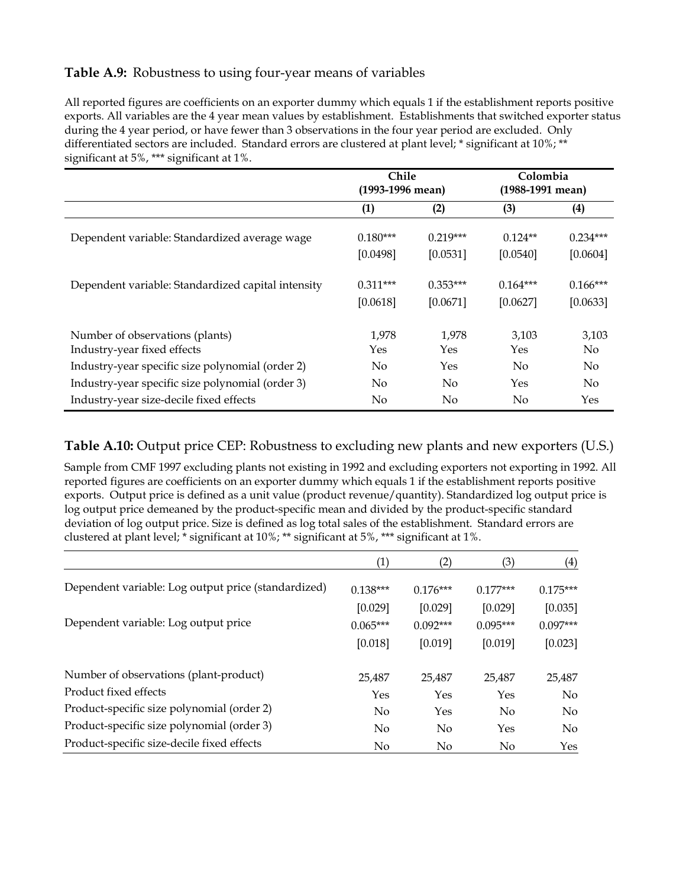**Table A.9:** Robustness to using four-year means of variables

All reported figures are coefficients on an exporter dummy which equals 1 if the establishment reports positive exports. All variables are the 4 year mean values by establishment. Establishments that switched exporter status during the 4 year period, or have fewer than 3 observations in the four year period are excluded. Only differentiated sectors are included. Standard errors are clustered at plant level; * significant at 10%; ** significant at 5%, *** significant at 1%.

| | Chile (1993-1996 mean) | | Colombia (1988-1991 mean) | |
|---|---|---|---|---|
| | (1) | (2) | (3) | (4) |
| Dependent variable: Standardized average wage | 0.180*** | 0.219*** | 0.124** | 0.234*** |
| | [0.0498] | [0.0531] | [0.0540] | [0.0604] |
| Dependent variable: Standardized capital intensity | 0.311*** | 0.353*** | 0.164*** | 0.166*** |
| | [0.0618] | [0.0671] | [0.0627] | [0.0633] |
| Number of observations (plants) | 1,978 | 1,978 | 3,103 | 3,103 |
| Industry-year fixed effects | Yes | Yes | Yes | No |
| Industry-year specific size polynomial (order 2) | No | Yes | No | No |
| Industry-year specific size polynomial (order 3) | No | No | Yes | No |
| Industry-year size-decile fixed effects | No | No | No | Yes |

**Table A.10:** Output price CEP: Robustness to excluding new plants and new exporters (U.S.)

Sample from CMF 1997 excluding plants not existing in 1992 and excluding exporters not exporting in 1992. All reported figures are coefficients on an exporter dummy which equals 1 if the establishment reports positive exports. Output price is defined as a unit value (product revenue/quantity). Standardized log output price is log output price demeaned by the product-specific mean and divided by the product-specific standard deviation of log output price. Size is defined as log total sales of the establishment. Standard errors are clustered at plant level; * significant at 10%; ** significant at 5%, *** significant at 1%.

| | (1) | (2) | (3) | (4) |
|---|---|---|---|---|
| Dependent variable: Log output price (standardized) | 0.138*** | 0.176*** | 0.177*** | 0.175*** |
| | [0.029] | [0.029] | [0.029] | [0.035] |
| Dependent variable: Log output price | 0.065*** | 0.092*** | 0.095*** | 0.097*** |
| | [0.018] | [0.019] | [0.019] | [0.023] |
| Number of observations (plant-product) | 25,487 | 25,487 | 25,487 | 25,487 |
| Product fixed effects | Yes | Yes | Yes | No |
| Product-specific size polynomial (order 2) | No | Yes | No | No |
| Product-specific size polynomial (order 3) | No | No | Yes | No |
| Product-specific size-decile fixed effects | No | No | No | Yes |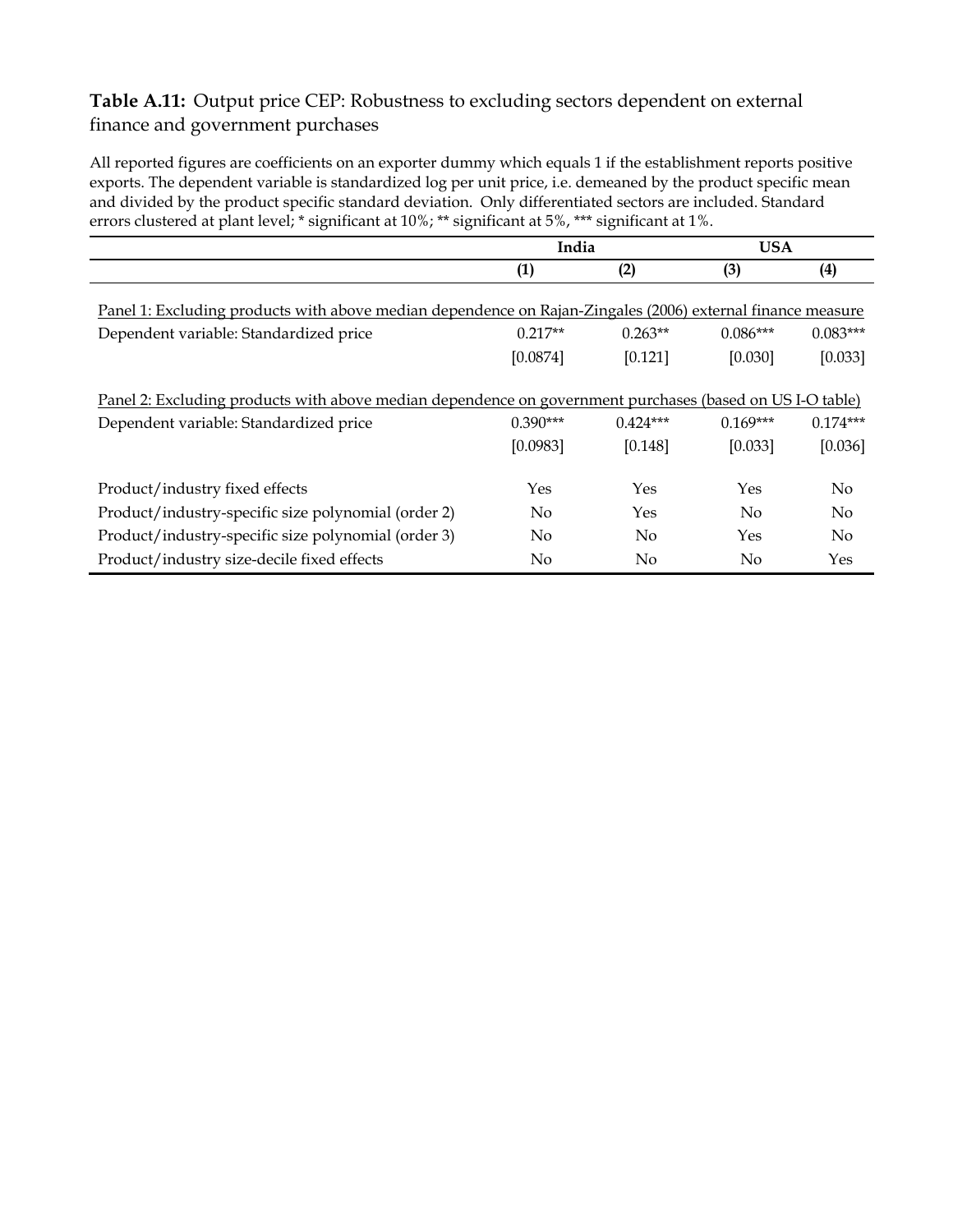**Table A.11:** Output price CEP: Robustness to excluding sectors dependent on external finance and government purchases

All reported figures are coefficients on an exporter dummy which equals 1 if the establishment reports positive exports. The dependent variable is standardized log per unit price, i.e. demeaned by the product specific mean and divided by the product specific standard deviation. Only differentiated sectors are included. Standard errors clustered at plant level; * significant at 10%; ** significant at 5%, *** significant at 1%.

| | India | | USA | |
|---|---|---|---|---|
| | (1) | (2) | (3) | (4) |
| Panel 1: Excluding products with above median dependence on Rajan-Zingales (2006) external finance measure | | | | |
| Dependent variable: Standardized price | 0.217** | 0.263** | 0.086*** | 0.083*** |
| | [0.0874] | [0.121] | [0.030] | [0.033] |
| Panel 2: Excluding products with above median dependence on government purchases (based on US I-O table) | | | | |
| Dependent variable: Standardized price | 0.390*** | 0.424*** | 0.169*** | 0.174*** |
| | [0.0983] | [0.148] | [0.033] | [0.036] |
| Product/industry fixed effects | Yes | Yes | Yes | No |
| Product/industry-specific size polynomial (order 2) | No | Yes | No | No |
| Product/industry-specific size polynomial (order 3) | No | No | Yes | No |
| Product/industry size-decile fixed effects | No | No | No | Yes |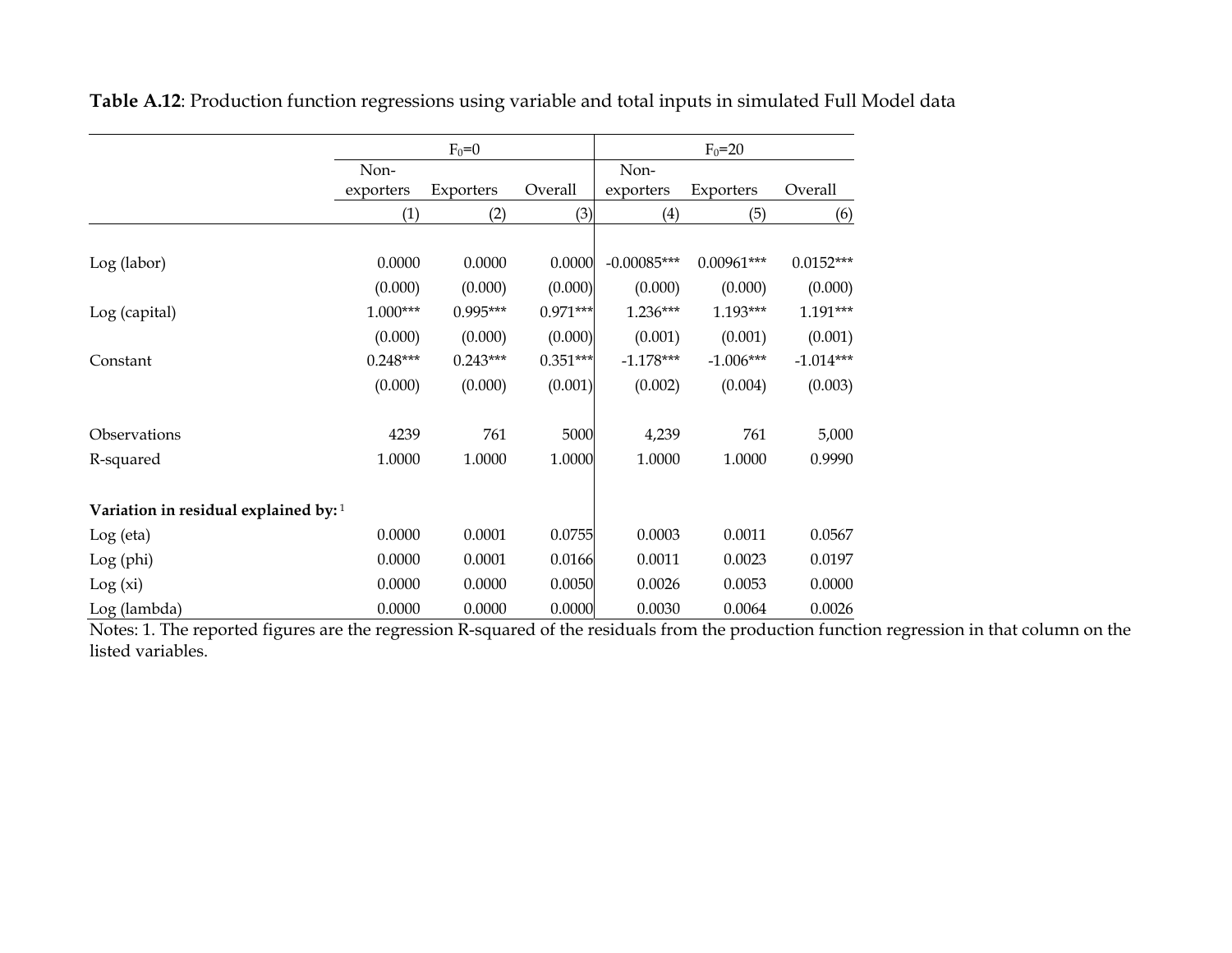**Table A.12**: Production function regressions using variable and total inputs in simulated Full Model data

| | $F_0$=0 | | | $F_0$=20 | | |
|---|---|---|---|---|---|---|
| | Non-exporters | Exporters | Overall | Non-exporters | Exporters | Overall |
| | (1) | (2) | (3) | (4) | (5) | (6) |
| Log (labor) | 0.0000 | 0.0000 | 0.0000 | -0.00085*** | 0.00961*** | 0.0152*** |
| | (0.000) | (0.000) | (0.000) | (0.000) | (0.000) | (0.000) |
| Log (capital) | 1.000*** | 0.995*** | 0.971*** | 1.236*** | 1.193*** | 1.191*** |
| | (0.000) | (0.000) | (0.000) | (0.001) | (0.001) | (0.001) |
| Constant | 0.248*** | 0.243*** | 0.351*** | -1.178*** | -1.006*** | -1.014*** |
| | (0.000) | (0.000) | (0.001) | (0.002) | (0.004) | (0.003) |
| Observations | 4239 | 761 | 5000 | 4,239 | 761 | 5,000 |
| R-squared | 1.0000 | 1.0000 | 1.0000 | 1.0000 | 1.0000 | 0.9990 |
| **Variation in residual explained by:** [1] | | | | | | |
| Log (eta) | 0.0000 | 0.0001 | 0.0755 | 0.0003 | 0.0011 | 0.0567 |
| Log (phi) | 0.0000 | 0.0001 | 0.0166 | 0.0011 | 0.0023 | 0.0197 |
| Log (xi) | 0.0000 | 0.0000 | 0.0050 | 0.0026 | 0.0053 | 0.0000 |
| Log (lambda) | 0.0000 | 0.0000 | 0.0000 | 0.0030 | 0.0064 | 0.0026 |

Notes: 1. The reported figures are the regression R-squared of the residuals from the production function regression in that column on the listed variables.